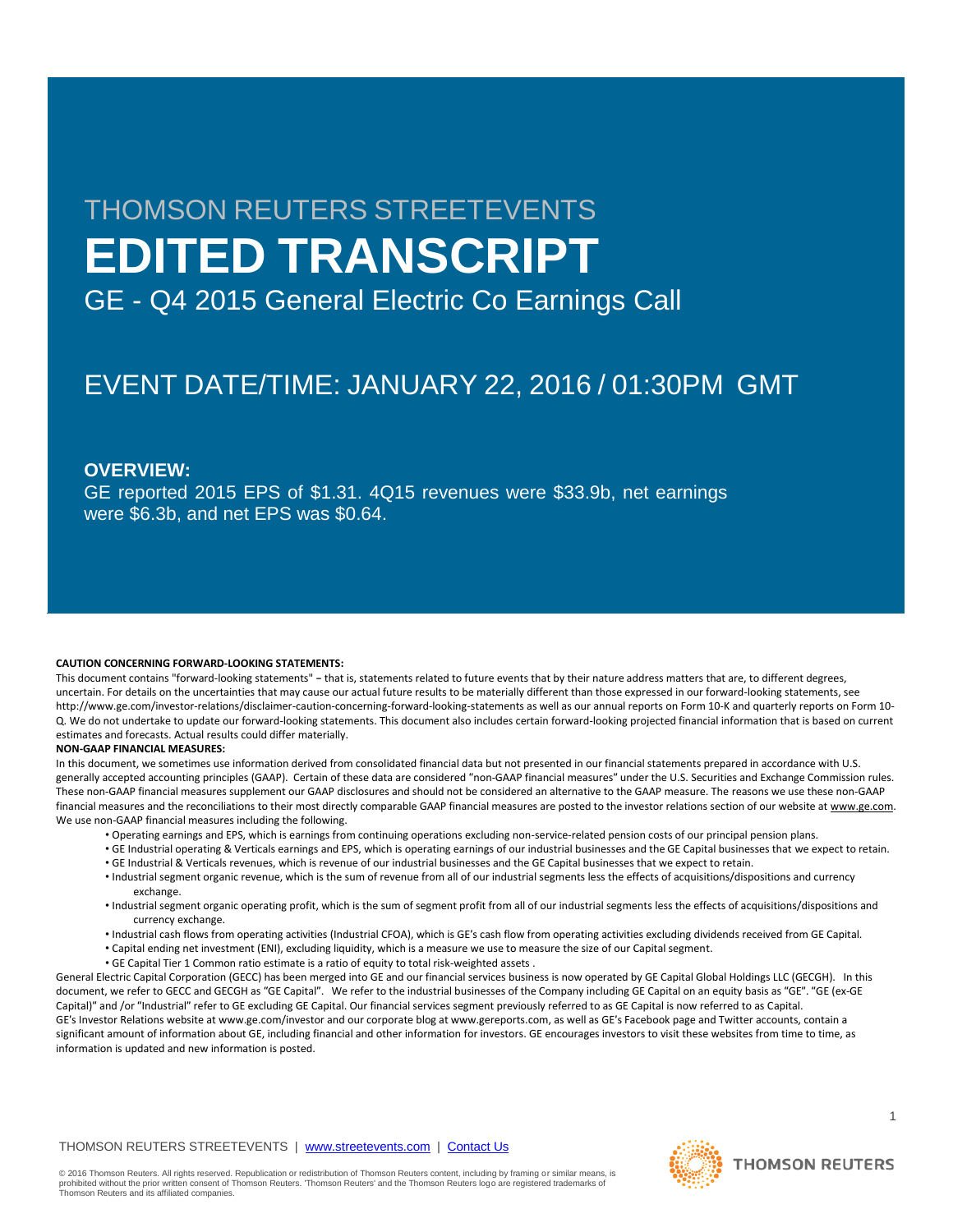THOMSON REUTERS STREETEVENTS

# EDITED TRANSCRIPT

## GE - Q4 2015 General Electric Co Earnings Call

## EVENT DATE/TIME: JANUARY 22, 2016 / 01:30PM GMT

### OVERVIEW:

GE reported 2015 EPS of $1.31. 4Q15 revenues were $33.9b, net earnings were $6.3b, and net EPS was $0.64.

**CAUTION CONCERNING FORWARD-LOOKING STATEMENTS:**

This document contains "forward-looking statements" – that is, statements related to future events that by their nature address matters that are, to different degrees, uncertain. For details on the uncertainties that may cause our actual future results to be materially different than those expressed in our forward-looking statements, see http://www.ge.com/investor-relations/disclaimer-caution-concerning-forward-looking-statements as well as our annual reports on Form 10-K and quarterly reports on Form 10-Q. We do not undertake to update our forward-looking statements. This document also includes certain forward-looking projected financial information that is based on current estimates and forecasts. Actual results could differ materially.

**NON-GAAP FINANCIAL MEASURES:**

In this document, we sometimes use information derived from consolidated financial data but not presented in our financial statements prepared in accordance with U.S. generally accepted accounting principles (GAAP). Certain of these data are considered "non-GAAP financial measures" under the U.S. Securities and Exchange Commission rules. These non-GAAP financial measures supplement our GAAP disclosures and should not be considered an alternative to the GAAP measure. The reasons we use these non-GAAP financial measures and the reconciliations to their most directly comparable GAAP financial measures are posted to the investor relations section of our website at www.ge.com. We use non-GAAP financial measures including the following.

- Operating earnings and EPS, which is earnings from continuing operations excluding non-service-related pension costs of our principal pension plans.
- GE Industrial operating & Verticals earnings and EPS, which is operating earnings of our industrial businesses and the GE Capital businesses that we expect to retain.
- GE Industrial & Verticals revenues, which is revenue of our industrial businesses and the GE Capital businesses that we expect to retain.
- Industrial segment organic revenue, which is the sum of revenue from all of our industrial segments less the effects of acquisitions/dispositions and currency exchange.
- Industrial segment organic operating profit, which is the sum of segment profit from all of our industrial segments less the effects of acquisitions/dispositions and currency exchange.
- Industrial cash flows from operating activities (Industrial CFOA), which is GE's cash flow from operating activities excluding dividends received from GE Capital.
- Capital ending net investment (ENI), excluding liquidity, which is a measure we use to measure the size of our Capital segment.
- GE Capital Tier 1 Common ratio estimate is a ratio of equity to total risk-weighted assets .

General Electric Capital Corporation (GECC) has been merged into GE and our financial services business is now operated by GE Capital Global Holdings LLC (GECGH). In this document, we refer to GECC and GECGH as "GE Capital". We refer to the industrial businesses of the Company including GE Capital on an equity basis as "GE". "GE (ex-GE Capital)" and /or "Industrial" refer to GE excluding GE Capital. Our financial services segment previously referred to as GE Capital is now referred to as Capital. GE's Investor Relations website at www.ge.com/investor and our corporate blog at www.gereports.com, as well as GE's Facebook page and Twitter accounts, contain a significant amount of information about GE, including financial and other information for investors. GE encourages investors to visit these websites from time to time, as information is updated and new information is posted.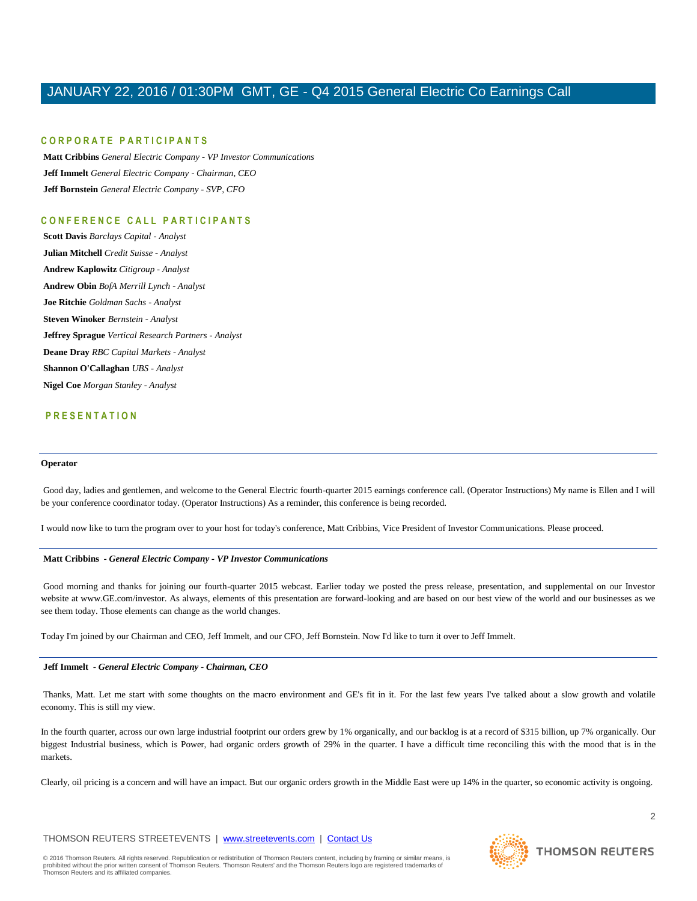## CORPORATE PARTICIPANTS

**Matt Cribbins** *General Electric Company - VP Investor Communications*

**Jeff Immelt** *General Electric Company - Chairman, CEO*

**Jeff Bornstein** *General Electric Company - SVP, CFO*

## CONFERENCE CALL PARTICIPANTS

**Scott Davis** *Barclays Capital - Analyst*

**Julian Mitchell** *Credit Suisse - Analyst*

**Andrew Kaplowitz** *Citigroup - Analyst*

**Andrew Obin** *BofA Merrill Lynch - Analyst*

**Joe Ritchie** *Goldman Sachs - Analyst*

**Steven Winoker** *Bernstein - Analyst*

**Jeffrey Sprague** *Vertical Research Partners - Analyst*

**Deane Dray** *RBC Capital Markets - Analyst*

**Shannon O'Callaghan** *UBS - Analyst*

**Nigel Coe** *Morgan Stanley - Analyst*

## PRESENTATION

---

**Operator**

Good day, ladies and gentlemen, and welcome to the General Electric fourth-quarter 2015 earnings conference call. (Operator Instructions) My name is Ellen and I will be your conference coordinator today. (Operator Instructions) As a reminder, this conference is being recorded.

I would now like to turn the program over to your host for today's conference, Matt Cribbins, Vice President of Investor Communications. Please proceed.

---

**Matt Cribbins** *- General Electric Company - VP Investor Communications*

Good morning and thanks for joining our fourth-quarter 2015 webcast. Earlier today we posted the press release, presentation, and supplemental on our Investor website at www.GE.com/investor. As always, elements of this presentation are forward-looking and are based on our best view of the world and our businesses as we see them today. Those elements can change as the world changes.

Today I'm joined by our Chairman and CEO, Jeff Immelt, and our CFO, Jeff Bornstein. Now I'd like to turn it over to Jeff Immelt.

---

**Jeff Immelt** *- General Electric Company - Chairman, CEO*

Thanks, Matt. Let me start with some thoughts on the macro environment and GE's fit in it. For the last few years I've talked about a slow growth and volatile economy. This is still my view.

In the fourth quarter, across our own large industrial footprint our orders grew by 1% organically, and our backlog is at a record of $315 billion, up 7% organically. Our biggest Industrial business, which is Power, had organic orders growth of 29% in the quarter. I have a difficult time reconciling this with the mood that is in the markets.

Clearly, oil pricing is a concern and will have an impact. But our organic orders growth in the Middle East were up 14% in the quarter, so economic activity is ongoing.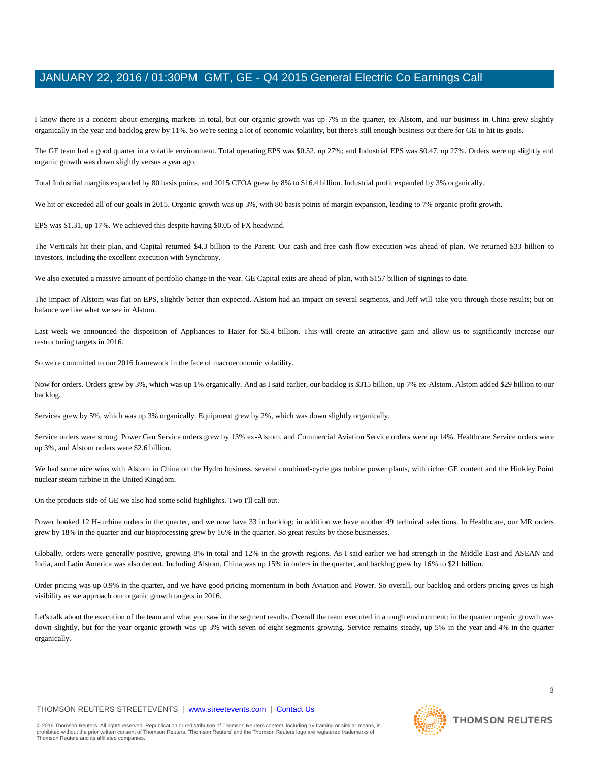I know there is a concern about emerging markets in total, but our organic growth was up 7% in the quarter, ex-Alstom, and our business in China grew slightly organically in the year and backlog grew by 11%. So we're seeing a lot of economic volatility, but there's still enough business out there for GE to hit its goals.

The GE team had a good quarter in a volatile environment. Total operating EPS was $0.52, up 27%; and Industrial EPS was $0.47, up 27%. Orders were up slightly and organic growth was down slightly versus a year ago.

Total Industrial margins expanded by 80 basis points, and 2015 CFOA grew by 8% to $16.4 billion. Industrial profit expanded by 3% organically.

We hit or exceeded all of our goals in 2015. Organic growth was up 3%, with 80 basis points of margin expansion, leading to 7% organic profit growth.

EPS was $1.31, up 17%. We achieved this despite having $0.05 of FX headwind.

The Verticals hit their plan, and Capital returned $4.3 billion to the Parent. Our cash and free cash flow execution was ahead of plan. We returned $33 billion to investors, including the excellent execution with Synchrony.

We also executed a massive amount of portfolio change in the year. GE Capital exits are ahead of plan, with $157 billion of signings to date.

The impact of Alstom was flat on EPS, slightly better than expected. Alstom had an impact on several segments, and Jeff will take you through those results; but on balance we like what we see in Alstom.

Last week we announced the disposition of Appliances to Haier for $5.4 billion. This will create an attractive gain and allow us to significantly increase our restructuring targets in 2016.

So we're committed to our 2016 framework in the face of macroeconomic volatility.

Now for orders. Orders grew by 3%, which was up 1% organically. And as I said earlier, our backlog is $315 billion, up 7% ex-Alstom. Alstom added $29 billion to our backlog.

Services grew by 5%, which was up 3% organically. Equipment grew by 2%, which was down slightly organically.

Service orders were strong. Power Gen Service orders grew by 13% ex-Alstom, and Commercial Aviation Service orders were up 14%. Healthcare Service orders were up 3%, and Alstom orders were $2.6 billion.

We had some nice wins with Alstom in China on the Hydro business, several combined-cycle gas turbine power plants, with richer GE content and the Hinkley Point nuclear steam turbine in the United Kingdom.

On the products side of GE we also had some solid highlights. Two I'll call out.

Power booked 12 H-turbine orders in the quarter, and we now have 33 in backlog; in addition we have another 49 technical selections. In Healthcare, our MR orders grew by 18% in the quarter and our bioprocessing grew by 16% in the quarter. So great results by those businesses.

Globally, orders were generally positive, growing 8% in total and 12% in the growth regions. As I said earlier we had strength in the Middle East and ASEAN and India, and Latin America was also decent. Including Alstom, China was up 15% in orders in the quarter, and backlog grew by 16% to $21 billion.

Order pricing was up 0.9% in the quarter, and we have good pricing momentum in both Aviation and Power. So overall, our backlog and orders pricing gives us high visibility as we approach our organic growth targets in 2016.

Let's talk about the execution of the team and what you saw in the segment results. Overall the team executed in a tough environment: in the quarter organic growth was down slightly, but for the year organic growth was up 3% with seven of eight segments growing. Service remains steady, up 5% in the year and 4% in the quarter organically.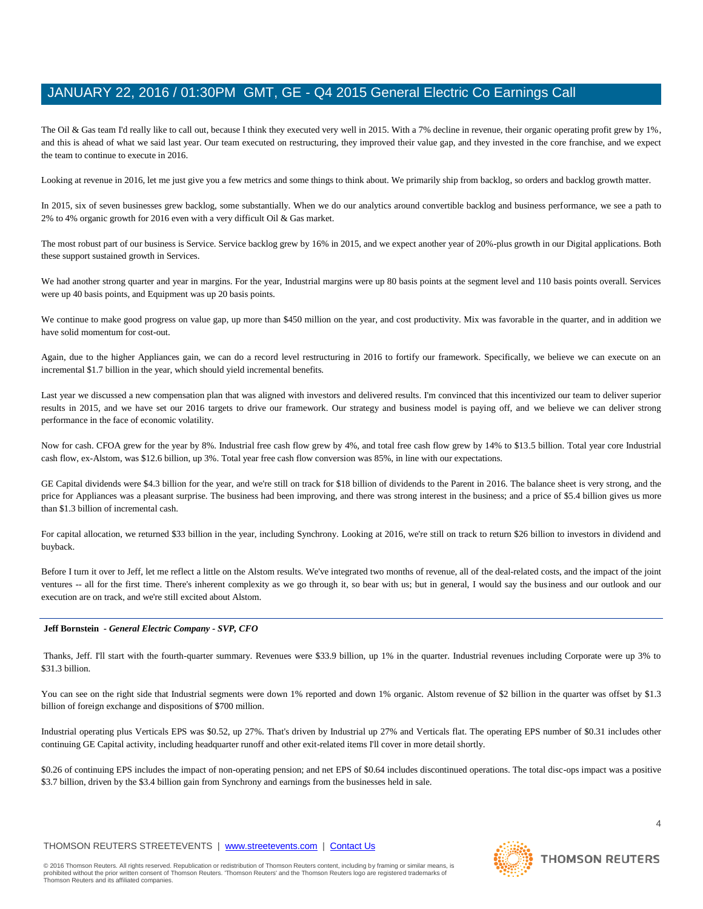The Oil & Gas team I'd really like to call out, because I think they executed very well in 2015. With a 7% decline in revenue, their organic operating profit grew by 1%, and this is ahead of what we said last year. Our team executed on restructuring, they improved their value gap, and they invested in the core franchise, and we expect the team to continue to execute in 2016.

Looking at revenue in 2016, let me just give you a few metrics and some things to think about. We primarily ship from backlog, so orders and backlog growth matter.

In 2015, six of seven businesses grew backlog, some substantially. When we do our analytics around convertible backlog and business performance, we see a path to 2% to 4% organic growth for 2016 even with a very difficult Oil & Gas market.

The most robust part of our business is Service. Service backlog grew by 16% in 2015, and we expect another year of 20%-plus growth in our Digital applications. Both these support sustained growth in Services.

We had another strong quarter and year in margins. For the year, Industrial margins were up 80 basis points at the segment level and 110 basis points overall. Services were up 40 basis points, and Equipment was up 20 basis points.

We continue to make good progress on value gap, up more than $450 million on the year, and cost productivity. Mix was favorable in the quarter, and in addition we have solid momentum for cost-out.

Again, due to the higher Appliances gain, we can do a record level restructuring in 2016 to fortify our framework. Specifically, we believe we can execute on an incremental $1.7 billion in the year, which should yield incremental benefits.

Last year we discussed a new compensation plan that was aligned with investors and delivered results. I'm convinced that this incentivized our team to deliver superior results in 2015, and we have set our 2016 targets to drive our framework. Our strategy and business model is paying off, and we believe we can deliver strong performance in the face of economic volatility.

Now for cash. CFOA grew for the year by 8%. Industrial free cash flow grew by 4%, and total free cash flow grew by 14% to $13.5 billion. Total year core Industrial cash flow, ex-Alstom, was $12.6 billion, up 3%. Total year free cash flow conversion was 85%, in line with our expectations.

GE Capital dividends were $4.3 billion for the year, and we're still on track for $18 billion of dividends to the Parent in 2016. The balance sheet is very strong, and the price for Appliances was a pleasant surprise. The business had been improving, and there was strong interest in the business; and a price of $5.4 billion gives us more than $1.3 billion of incremental cash.

For capital allocation, we returned $33 billion in the year, including Synchrony. Looking at 2016, we're still on track to return $26 billion to investors in dividend and buyback.

Before I turn it over to Jeff, let me reflect a little on the Alstom results. We've integrated two months of revenue, all of the deal-related costs, and the impact of the joint ventures -- all for the first time. There's inherent complexity as we go through it, so bear with us; but in general, I would say the business and our outlook and our execution are on track, and we're still excited about Alstom.

---

**Jeff Bornstein** *- General Electric Company - SVP, CFO*

Thanks, Jeff. I'll start with the fourth-quarter summary. Revenues were $33.9 billion, up 1% in the quarter. Industrial revenues including Corporate were up 3% to $31.3 billion.

You can see on the right side that Industrial segments were down 1% reported and down 1% organic. Alstom revenue of $2 billion in the quarter was offset by $1.3 billion of foreign exchange and dispositions of $700 million.

Industrial operating plus Verticals EPS was $0.52, up 27%. That's driven by Industrial up 27% and Verticals flat. The operating EPS number of $0.31 includes other continuing GE Capital activity, including headquarter runoff and other exit-related items I'll cover in more detail shortly.

$0.26 of continuing EPS includes the impact of non-operating pension; and net EPS of $0.64 includes discontinued operations. The total disc-ops impact was a positive $3.7 billion, driven by the $3.4 billion gain from Synchrony and earnings from the businesses held in sale.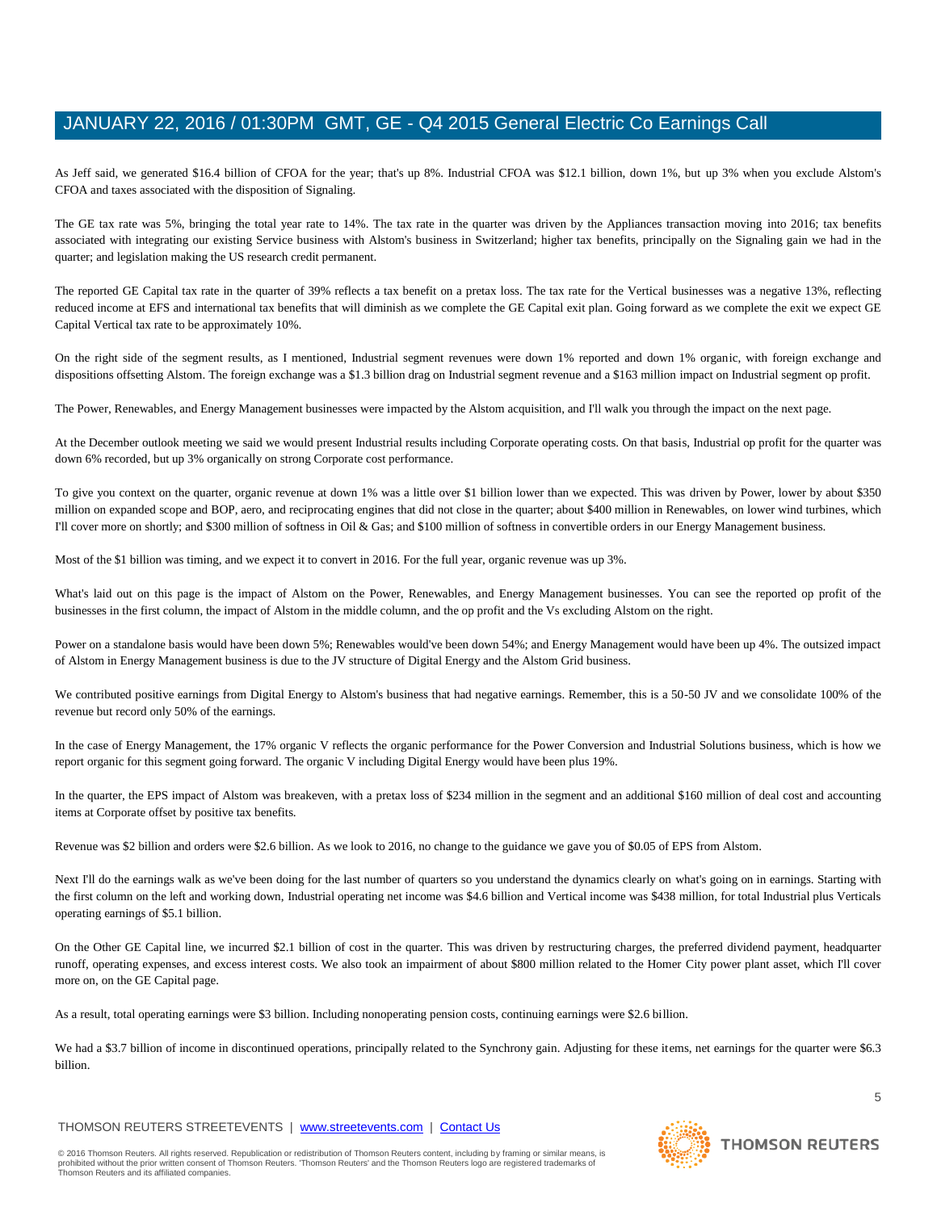As Jeff said, we generated $16.4 billion of CFOA for the year; that's up 8%. Industrial CFOA was $12.1 billion, down 1%, but up 3% when you exclude Alstom's CFOA and taxes associated with the disposition of Signaling.

The GE tax rate was 5%, bringing the total year rate to 14%. The tax rate in the quarter was driven by the Appliances transaction moving into 2016; tax benefits associated with integrating our existing Service business with Alstom's business in Switzerland; higher tax benefits, principally on the Signaling gain we had in the quarter; and legislation making the US research credit permanent.

The reported GE Capital tax rate in the quarter of 39% reflects a tax benefit on a pretax loss. The tax rate for the Vertical businesses was a negative 13%, reflecting reduced income at EFS and international tax benefits that will diminish as we complete the GE Capital exit plan. Going forward as we complete the exit we expect GE Capital Vertical tax rate to be approximately 10%.

On the right side of the segment results, as I mentioned, Industrial segment revenues were down 1% reported and down 1% organic, with foreign exchange and dispositions offsetting Alstom. The foreign exchange was a $1.3 billion drag on Industrial segment revenue and a $163 million impact on Industrial segment op profit.

The Power, Renewables, and Energy Management businesses were impacted by the Alstom acquisition, and I'll walk you through the impact on the next page.

At the December outlook meeting we said we would present Industrial results including Corporate operating costs. On that basis, Industrial op profit for the quarter was down 6% recorded, but up 3% organically on strong Corporate cost performance.

To give you context on the quarter, organic revenue at down 1% was a little over $1 billion lower than we expected. This was driven by Power, lower by about $350 million on expanded scope and BOP, aero, and reciprocating engines that did not close in the quarter; about $400 million in Renewables, on lower wind turbines, which I'll cover more on shortly; and $300 million of softness in Oil & Gas; and $100 million of softness in convertible orders in our Energy Management business.

Most of the $1 billion was timing, and we expect it to convert in 2016. For the full year, organic revenue was up 3%.

What's laid out on this page is the impact of Alstom on the Power, Renewables, and Energy Management businesses. You can see the reported op profit of the businesses in the first column, the impact of Alstom in the middle column, and the op profit and the Vs excluding Alstom on the right.

Power on a standalone basis would have been down 5%; Renewables would've been down 54%; and Energy Management would have been up 4%. The outsized impact of Alstom in Energy Management business is due to the JV structure of Digital Energy and the Alstom Grid business.

We contributed positive earnings from Digital Energy to Alstom's business that had negative earnings. Remember, this is a 50-50 JV and we consolidate 100% of the revenue but record only 50% of the earnings.

In the case of Energy Management, the 17% organic V reflects the organic performance for the Power Conversion and Industrial Solutions business, which is how we report organic for this segment going forward. The organic V including Digital Energy would have been plus 19%.

In the quarter, the EPS impact of Alstom was breakeven, with a pretax loss of $234 million in the segment and an additional $160 million of deal cost and accounting items at Corporate offset by positive tax benefits.

Revenue was $2 billion and orders were $2.6 billion. As we look to 2016, no change to the guidance we gave you of $0.05 of EPS from Alstom.

Next I'll do the earnings walk as we've been doing for the last number of quarters so you understand the dynamics clearly on what's going on in earnings. Starting with the first column on the left and working down, Industrial operating net income was $4.6 billion and Vertical income was $438 million, for total Industrial plus Verticals operating earnings of $5.1 billion.

On the Other GE Capital line, we incurred $2.1 billion of cost in the quarter. This was driven by restructuring charges, the preferred dividend payment, headquarter runoff, operating expenses, and excess interest costs. We also took an impairment of about $800 million related to the Homer City power plant asset, which I'll cover more on, on the GE Capital page.

As a result, total operating earnings were $3 billion. Including nonoperating pension costs, continuing earnings were $2.6 billion.

We had a $3.7 billion of income in discontinued operations, principally related to the Synchrony gain. Adjusting for these items, net earnings for the quarter were $6.3 billion.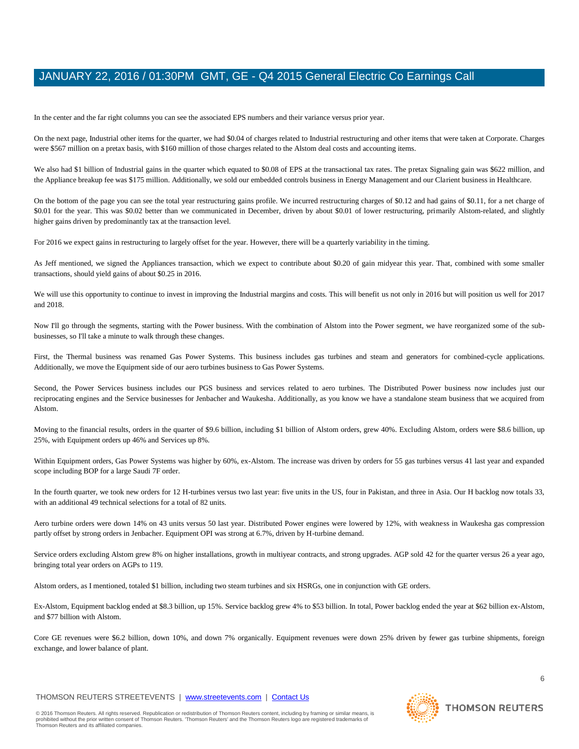In the center and the far right columns you can see the associated EPS numbers and their variance versus prior year.

On the next page, Industrial other items for the quarter, we had $0.04 of charges related to Industrial restructuring and other items that were taken at Corporate. Charges were $567 million on a pretax basis, with $160 million of those charges related to the Alstom deal costs and accounting items.

We also had $1 billion of Industrial gains in the quarter which equated to $0.08 of EPS at the transactional tax rates. The pretax Signaling gain was $622 million, and the Appliance breakup fee was $175 million. Additionally, we sold our embedded controls business in Energy Management and our Clarient business in Healthcare.

On the bottom of the page you can see the total year restructuring gains profile. We incurred restructuring charges of $0.12 and had gains of $0.11, for a net charge of $0.01 for the year. This was $0.02 better than we communicated in December, driven by about $0.01 of lower restructuring, primarily Alstom-related, and slightly higher gains driven by predominantly tax at the transaction level.

For 2016 we expect gains in restructuring to largely offset for the year. However, there will be a quarterly variability in the timing.

As Jeff mentioned, we signed the Appliances transaction, which we expect to contribute about $0.20 of gain midyear this year. That, combined with some smaller transactions, should yield gains of about $0.25 in 2016.

We will use this opportunity to continue to invest in improving the Industrial margins and costs. This will benefit us not only in 2016 but will position us well for 2017 and 2018.

Now I'll go through the segments, starting with the Power business. With the combination of Alstom into the Power segment, we have reorganized some of the sub-businesses, so I'll take a minute to walk through these changes.

First, the Thermal business was renamed Gas Power Systems. This business includes gas turbines and steam and generators for combined-cycle applications. Additionally, we move the Equipment side of our aero turbines business to Gas Power Systems.

Second, the Power Services business includes our PGS business and services related to aero turbines. The Distributed Power business now includes just our reciprocating engines and the Service businesses for Jenbacher and Waukesha. Additionally, as you know we have a standalone steam business that we acquired from Alstom.

Moving to the financial results, orders in the quarter of $9.6 billion, including $1 billion of Alstom orders, grew 40%. Excluding Alstom, orders were $8.6 billion, up 25%, with Equipment orders up 46% and Services up 8%.

Within Equipment orders, Gas Power Systems was higher by 60%, ex-Alstom. The increase was driven by orders for 55 gas turbines versus 41 last year and expanded scope including BOP for a large Saudi 7F order.

In the fourth quarter, we took new orders for 12 H-turbines versus two last year: five units in the US, four in Pakistan, and three in Asia. Our H backlog now totals 33, with an additional 49 technical selections for a total of 82 units.

Aero turbine orders were down 14% on 43 units versus 50 last year. Distributed Power engines were lowered by 12%, with weakness in Waukesha gas compression partly offset by strong orders in Jenbacher. Equipment OPI was strong at 6.7%, driven by H-turbine demand.

Service orders excluding Alstom grew 8% on higher installations, growth in multiyear contracts, and strong upgrades. AGP sold 42 for the quarter versus 26 a year ago, bringing total year orders on AGPs to 119.

Alstom orders, as I mentioned, totaled $1 billion, including two steam turbines and six HSRGs, one in conjunction with GE orders.

Ex-Alstom, Equipment backlog ended at $8.3 billion, up 15%. Service backlog grew 4% to $53 billion. In total, Power backlog ended the year at $62 billion ex-Alstom, and $77 billion with Alstom.

Core GE revenues were $6.2 billion, down 10%, and down 7% organically. Equipment revenues were down 25% driven by fewer gas turbine shipments, foreign exchange, and lower balance of plant.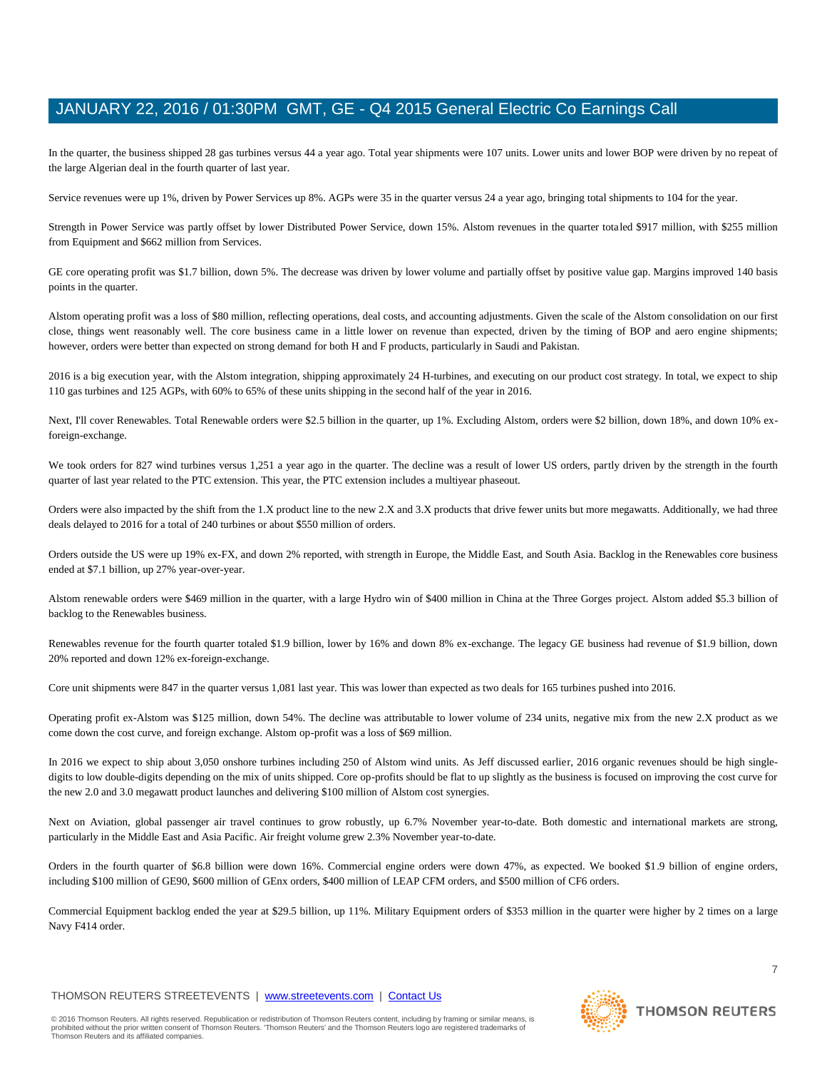In the quarter, the business shipped 28 gas turbines versus 44 a year ago. Total year shipments were 107 units. Lower units and lower BOP were driven by no repeat of the large Algerian deal in the fourth quarter of last year.

Service revenues were up 1%, driven by Power Services up 8%. AGPs were 35 in the quarter versus 24 a year ago, bringing total shipments to 104 for the year.

Strength in Power Service was partly offset by lower Distributed Power Service, down 15%. Alstom revenues in the quarter totaled $917 million, with $255 million from Equipment and $662 million from Services.

GE core operating profit was $1.7 billion, down 5%. The decrease was driven by lower volume and partially offset by positive value gap. Margins improved 140 basis points in the quarter.

Alstom operating profit was a loss of $80 million, reflecting operations, deal costs, and accounting adjustments. Given the scale of the Alstom consolidation on our first close, things went reasonably well. The core business came in a little lower on revenue than expected, driven by the timing of BOP and aero engine shipments; however, orders were better than expected on strong demand for both H and F products, particularly in Saudi and Pakistan.

2016 is a big execution year, with the Alstom integration, shipping approximately 24 H-turbines, and executing on our product cost strategy. In total, we expect to ship 110 gas turbines and 125 AGPs, with 60% to 65% of these units shipping in the second half of the year in 2016.

Next, I'll cover Renewables. Total Renewable orders were $2.5 billion in the quarter, up 1%. Excluding Alstom, orders were $2 billion, down 18%, and down 10% ex-foreign-exchange.

We took orders for 827 wind turbines versus 1,251 a year ago in the quarter. The decline was a result of lower US orders, partly driven by the strength in the fourth quarter of last year related to the PTC extension. This year, the PTC extension includes a multiyear phaseout.

Orders were also impacted by the shift from the 1.X product line to the new 2.X and 3.X products that drive fewer units but more megawatts. Additionally, we had three deals delayed to 2016 for a total of 240 turbines or about $550 million of orders.

Orders outside the US were up 19% ex-FX, and down 2% reported, with strength in Europe, the Middle East, and South Asia. Backlog in the Renewables core business ended at $7.1 billion, up 27% year-over-year.

Alstom renewable orders were $469 million in the quarter, with a large Hydro win of $400 million in China at the Three Gorges project. Alstom added $5.3 billion of backlog to the Renewables business.

Renewables revenue for the fourth quarter totaled $1.9 billion, lower by 16% and down 8% ex-exchange. The legacy GE business had revenue of $1.9 billion, down 20% reported and down 12% ex-foreign-exchange.

Core unit shipments were 847 in the quarter versus 1,081 last year. This was lower than expected as two deals for 165 turbines pushed into 2016.

Operating profit ex-Alstom was $125 million, down 54%. The decline was attributable to lower volume of 234 units, negative mix from the new 2.X product as we come down the cost curve, and foreign exchange. Alstom op-profit was a loss of $69 million.

In 2016 we expect to ship about 3,050 onshore turbines including 250 of Alstom wind units. As Jeff discussed earlier, 2016 organic revenues should be high single-digits to low double-digits depending on the mix of units shipped. Core op-profits should be flat to up slightly as the business is focused on improving the cost curve for the new 2.0 and 3.0 megawatt product launches and delivering $100 million of Alstom cost synergies.

Next on Aviation, global passenger air travel continues to grow robustly, up 6.7% November year-to-date. Both domestic and international markets are strong, particularly in the Middle East and Asia Pacific. Air freight volume grew 2.3% November year-to-date.

Orders in the fourth quarter of $6.8 billion were down 16%. Commercial engine orders were down 47%, as expected. We booked $1.9 billion of engine orders, including $100 million of GE90, $600 million of GEnx orders, $400 million of LEAP CFM orders, and $500 million of CF6 orders.

Commercial Equipment backlog ended the year at $29.5 billion, up 11%. Military Equipment orders of $353 million in the quarter were higher by 2 times on a large Navy F414 order.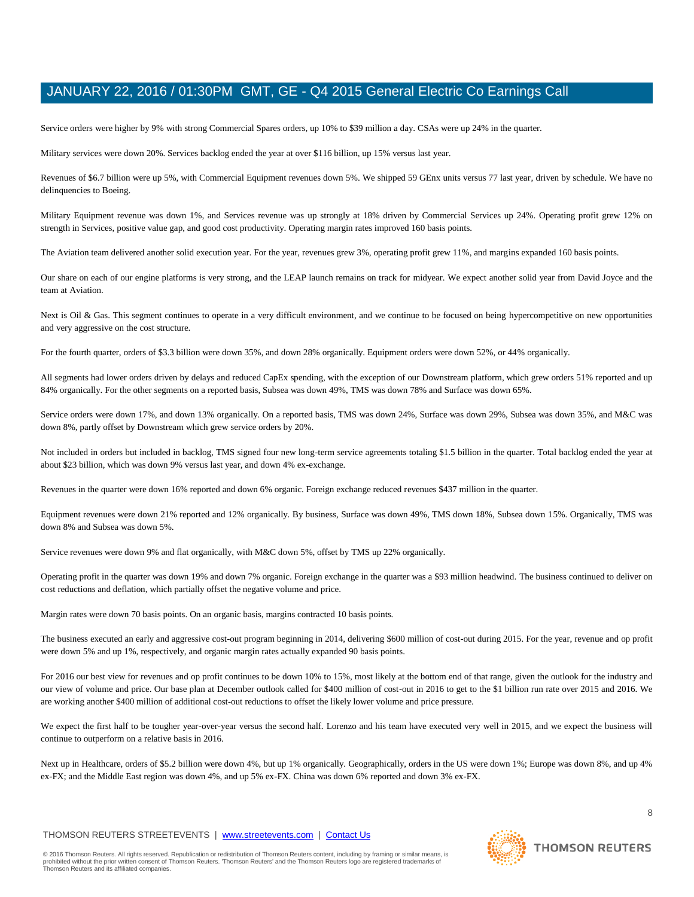Service orders were higher by 9% with strong Commercial Spares orders, up 10% to $39 million a day. CSAs were up 24% in the quarter.

Military services were down 20%. Services backlog ended the year at over $116 billion, up 15% versus last year.

Revenues of $6.7 billion were up 5%, with Commercial Equipment revenues down 5%. We shipped 59 GEnx units versus 77 last year, driven by schedule. We have no delinquencies to Boeing.

Military Equipment revenue was down 1%, and Services revenue was up strongly at 18% driven by Commercial Services up 24%. Operating profit grew 12% on strength in Services, positive value gap, and good cost productivity. Operating margin rates improved 160 basis points.

The Aviation team delivered another solid execution year. For the year, revenues grew 3%, operating profit grew 11%, and margins expanded 160 basis points.

Our share on each of our engine platforms is very strong, and the LEAP launch remains on track for midyear. We expect another solid year from David Joyce and the team at Aviation.

Next is Oil & Gas. This segment continues to operate in a very difficult environment, and we continue to be focused on being hypercompetitive on new opportunities and very aggressive on the cost structure.

For the fourth quarter, orders of $3.3 billion were down 35%, and down 28% organically. Equipment orders were down 52%, or 44% organically.

All segments had lower orders driven by delays and reduced CapEx spending, with the exception of our Downstream platform, which grew orders 51% reported and up 84% organically. For the other segments on a reported basis, Subsea was down 49%, TMS was down 78% and Surface was down 65%.

Service orders were down 17%, and down 13% organically. On a reported basis, TMS was down 24%, Surface was down 29%, Subsea was down 35%, and M&C was down 8%, partly offset by Downstream which grew service orders by 20%.

Not included in orders but included in backlog, TMS signed four new long-term service agreements totaling $1.5 billion in the quarter. Total backlog ended the year at about $23 billion, which was down 9% versus last year, and down 4% ex-exchange.

Revenues in the quarter were down 16% reported and down 6% organic. Foreign exchange reduced revenues $437 million in the quarter.

Equipment revenues were down 21% reported and 12% organically. By business, Surface was down 49%, TMS down 18%, Subsea down 15%. Organically, TMS was down 8% and Subsea was down 5%.

Service revenues were down 9% and flat organically, with M&C down 5%, offset by TMS up 22% organically.

Operating profit in the quarter was down 19% and down 7% organic. Foreign exchange in the quarter was a $93 million headwind. The business continued to deliver on cost reductions and deflation, which partially offset the negative volume and price.

Margin rates were down 70 basis points. On an organic basis, margins contracted 10 basis points.

The business executed an early and aggressive cost-out program beginning in 2014, delivering $600 million of cost-out during 2015. For the year, revenue and op profit were down 5% and up 1%, respectively, and organic margin rates actually expanded 90 basis points.

For 2016 our best view for revenues and op profit continues to be down 10% to 15%, most likely at the bottom end of that range, given the outlook for the industry and our view of volume and price. Our base plan at December outlook called for $400 million of cost-out in 2016 to get to the $1 billion run rate over 2015 and 2016. We are working another $400 million of additional cost-out reductions to offset the likely lower volume and price pressure.

We expect the first half to be tougher year-over-year versus the second half. Lorenzo and his team have executed very well in 2015, and we expect the business will continue to outperform on a relative basis in 2016.

Next up in Healthcare, orders of $5.2 billion were down 4%, but up 1% organically. Geographically, orders in the US were down 1%; Europe was down 8%, and up 4% ex-FX; and the Middle East region was down 4%, and up 5% ex-FX. China was down 6% reported and down 3% ex-FX.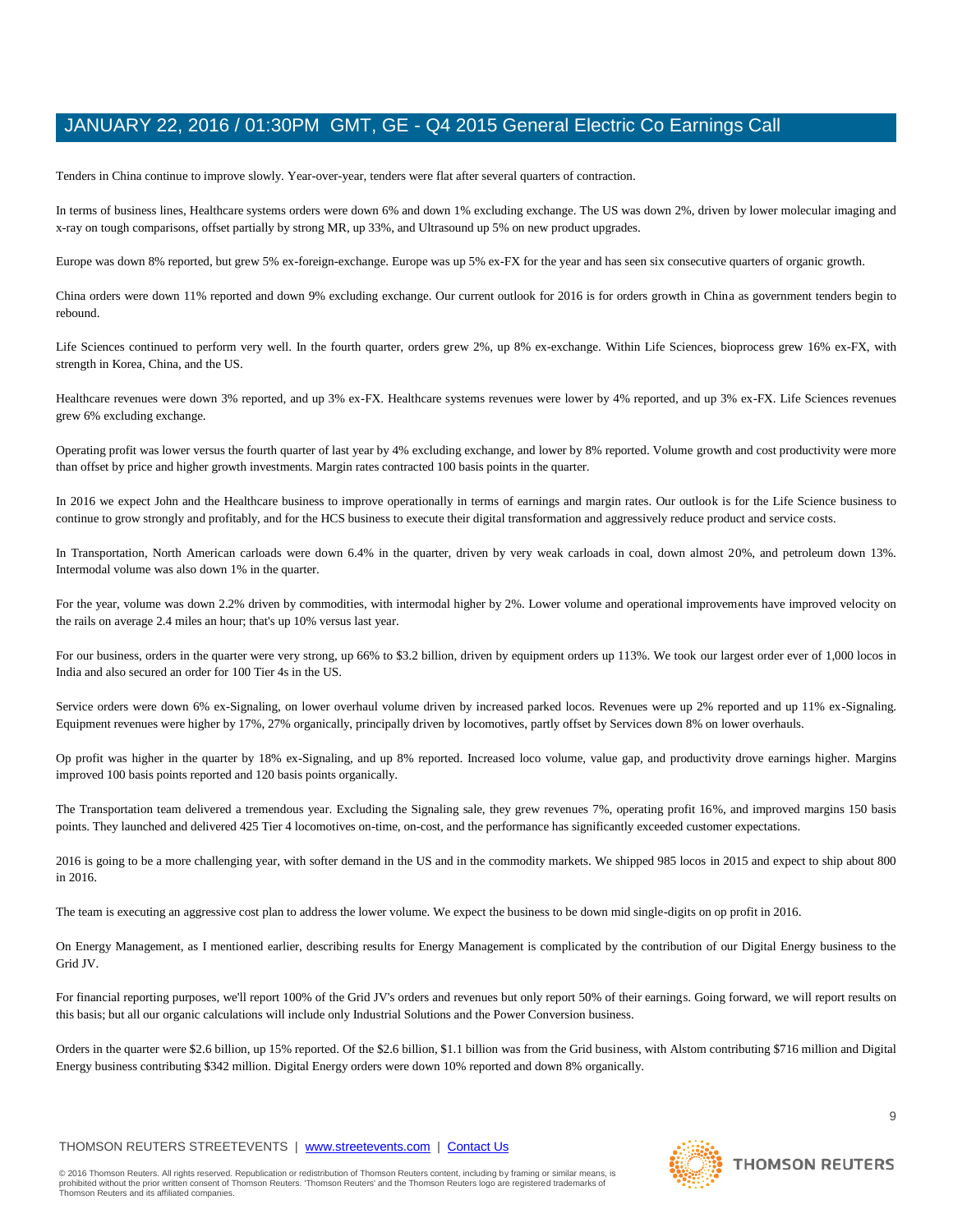Tenders in China continue to improve slowly. Year-over-year, tenders were flat after several quarters of contraction.

In terms of business lines, Healthcare systems orders were down 6% and down 1% excluding exchange. The US was down 2%, driven by lower molecular imaging and x-ray on tough comparisons, offset partially by strong MR, up 33%, and Ultrasound up 5% on new product upgrades.

Europe was down 8% reported, but grew 5% ex-foreign-exchange. Europe was up 5% ex-FX for the year and has seen six consecutive quarters of organic growth.

China orders were down 11% reported and down 9% excluding exchange. Our current outlook for 2016 is for orders growth in China as government tenders begin to rebound.

Life Sciences continued to perform very well. In the fourth quarter, orders grew 2%, up 8% ex-exchange. Within Life Sciences, bioprocess grew 16% ex-FX, with strength in Korea, China, and the US.

Healthcare revenues were down 3% reported, and up 3% ex-FX. Healthcare systems revenues were lower by 4% reported, and up 3% ex-FX. Life Sciences revenues grew 6% excluding exchange.

Operating profit was lower versus the fourth quarter of last year by 4% excluding exchange, and lower by 8% reported. Volume growth and cost productivity were more than offset by price and higher growth investments. Margin rates contracted 100 basis points in the quarter.

In 2016 we expect John and the Healthcare business to improve operationally in terms of earnings and margin rates. Our outlook is for the Life Science business to continue to grow strongly and profitably, and for the HCS business to execute their digital transformation and aggressively reduce product and service costs.

In Transportation, North American carloads were down 6.4% in the quarter, driven by very weak carloads in coal, down almost 20%, and petroleum down 13%. Intermodal volume was also down 1% in the quarter.

For the year, volume was down 2.2% driven by commodities, with intermodal higher by 2%. Lower volume and operational improvements have improved velocity on the rails on average 2.4 miles an hour; that's up 10% versus last year.

For our business, orders in the quarter were very strong, up 66% to $3.2 billion, driven by equipment orders up 113%. We took our largest order ever of 1,000 locos in India and also secured an order for 100 Tier 4s in the US.

Service orders were down 6% ex-Signaling, on lower overhaul volume driven by increased parked locos. Revenues were up 2% reported and up 11% ex-Signaling. Equipment revenues were higher by 17%, 27% organically, principally driven by locomotives, partly offset by Services down 8% on lower overhauls.

Op profit was higher in the quarter by 18% ex-Signaling, and up 8% reported. Increased loco volume, value gap, and productivity drove earnings higher. Margins improved 100 basis points reported and 120 basis points organically.

The Transportation team delivered a tremendous year. Excluding the Signaling sale, they grew revenues 7%, operating profit 16%, and improved margins 150 basis points. They launched and delivered 425 Tier 4 locomotives on-time, on-cost, and the performance has significantly exceeded customer expectations.

2016 is going to be a more challenging year, with softer demand in the US and in the commodity markets. We shipped 985 locos in 2015 and expect to ship about 800 in 2016.

The team is executing an aggressive cost plan to address the lower volume. We expect the business to be down mid single-digits on op profit in 2016.

On Energy Management, as I mentioned earlier, describing results for Energy Management is complicated by the contribution of our Digital Energy business to the Grid JV.

For financial reporting purposes, we'll report 100% of the Grid JV's orders and revenues but only report 50% of their earnings. Going forward, we will report results on this basis; but all our organic calculations will include only Industrial Solutions and the Power Conversion business.

Orders in the quarter were $2.6 billion, up 15% reported. Of the $2.6 billion, $1.1 billion was from the Grid business, with Alstom contributing $716 million and Digital Energy business contributing $342 million. Digital Energy orders were down 10% reported and down 8% organically.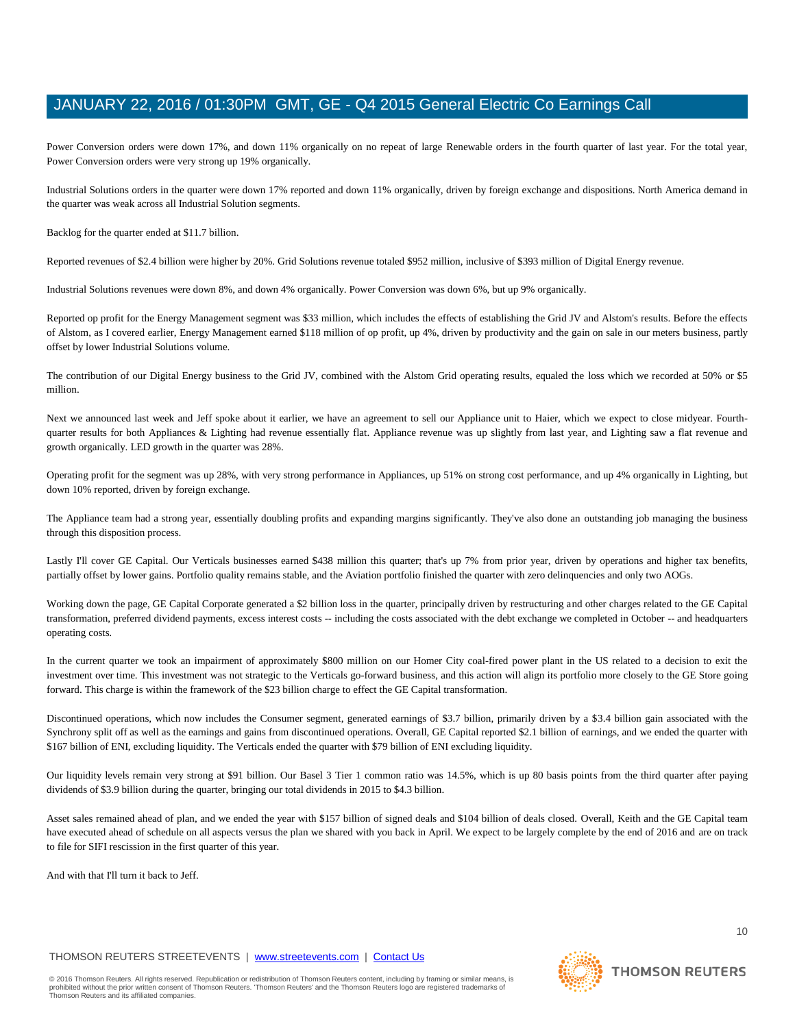Power Conversion orders were down 17%, and down 11% organically on no repeat of large Renewable orders in the fourth quarter of last year. For the total year, Power Conversion orders were very strong up 19% organically.

Industrial Solutions orders in the quarter were down 17% reported and down 11% organically, driven by foreign exchange and dispositions. North America demand in the quarter was weak across all Industrial Solution segments.

Backlog for the quarter ended at $11.7 billion.

Reported revenues of $2.4 billion were higher by 20%. Grid Solutions revenue totaled $952 million, inclusive of $393 million of Digital Energy revenue.

Industrial Solutions revenues were down 8%, and down 4% organically. Power Conversion was down 6%, but up 9% organically.

Reported op profit for the Energy Management segment was $33 million, which includes the effects of establishing the Grid JV and Alstom's results. Before the effects of Alstom, as I covered earlier, Energy Management earned $118 million of op profit, up 4%, driven by productivity and the gain on sale in our meters business, partly offset by lower Industrial Solutions volume.

The contribution of our Digital Energy business to the Grid JV, combined with the Alstom Grid operating results, equaled the loss which we recorded at 50% or $5 million.

Next we announced last week and Jeff spoke about it earlier, we have an agreement to sell our Appliance unit to Haier, which we expect to close midyear. Fourth-quarter results for both Appliances & Lighting had revenue essentially flat. Appliance revenue was up slightly from last year, and Lighting saw a flat revenue and growth organically. LED growth in the quarter was 28%.

Operating profit for the segment was up 28%, with very strong performance in Appliances, up 51% on strong cost performance, and up 4% organically in Lighting, but down 10% reported, driven by foreign exchange.

The Appliance team had a strong year, essentially doubling profits and expanding margins significantly. They've also done an outstanding job managing the business through this disposition process.

Lastly I'll cover GE Capital. Our Verticals businesses earned $438 million this quarter; that's up 7% from prior year, driven by operations and higher tax benefits, partially offset by lower gains. Portfolio quality remains stable, and the Aviation portfolio finished the quarter with zero delinquencies and only two AOGs.

Working down the page, GE Capital Corporate generated a $2 billion loss in the quarter, principally driven by restructuring and other charges related to the GE Capital transformation, preferred dividend payments, excess interest costs -- including the costs associated with the debt exchange we completed in October -- and headquarters operating costs.

In the current quarter we took an impairment of approximately $800 million on our Homer City coal-fired power plant in the US related to a decision to exit the investment over time. This investment was not strategic to the Verticals go-forward business, and this action will align its portfolio more closely to the GE Store going forward. This charge is within the framework of the $23 billion charge to effect the GE Capital transformation.

Discontinued operations, which now includes the Consumer segment, generated earnings of $3.7 billion, primarily driven by a $3.4 billion gain associated with the Synchrony split off as well as the earnings and gains from discontinued operations. Overall, GE Capital reported $2.1 billion of earnings, and we ended the quarter with $167 billion of ENI, excluding liquidity. The Verticals ended the quarter with $79 billion of ENI excluding liquidity.

Our liquidity levels remain very strong at $91 billion. Our Basel 3 Tier 1 common ratio was 14.5%, which is up 80 basis points from the third quarter after paying dividends of $3.9 billion during the quarter, bringing our total dividends in 2015 to $4.3 billion.

Asset sales remained ahead of plan, and we ended the year with $157 billion of signed deals and $104 billion of deals closed. Overall, Keith and the GE Capital team have executed ahead of schedule on all aspects versus the plan we shared with you back in April. We expect to be largely complete by the end of 2016 and are on track to file for SIFI rescission in the first quarter of this year.

And with that I'll turn it back to Jeff.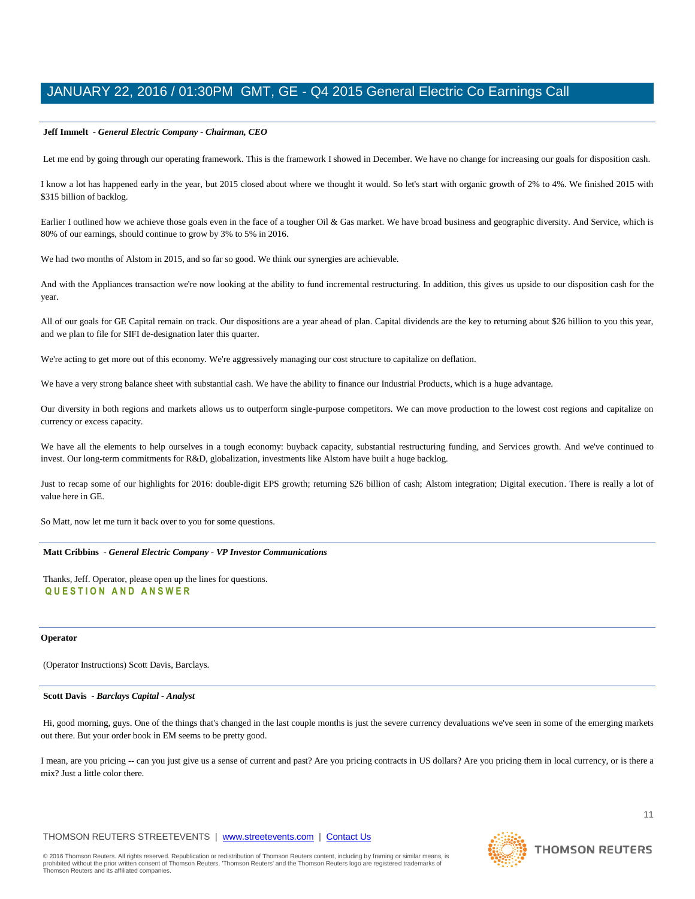**Jeff Immelt** - ***General Electric Company - Chairman, CEO***

Let me end by going through our operating framework. This is the framework I showed in December. We have no change for increasing our goals for disposition cash.

I know a lot has happened early in the year, but 2015 closed about where we thought it would. So let's start with organic growth of 2% to 4%. We finished 2015 with $315 billion of backlog.

Earlier I outlined how we achieve those goals even in the face of a tougher Oil & Gas market. We have broad business and geographic diversity. And Service, which is 80% of our earnings, should continue to grow by 3% to 5% in 2016.

We had two months of Alstom in 2015, and so far so good. We think our synergies are achievable.

And with the Appliances transaction we're now looking at the ability to fund incremental restructuring. In addition, this gives us upside to our disposition cash for the year.

All of our goals for GE Capital remain on track. Our dispositions are a year ahead of plan. Capital dividends are the key to returning about $26 billion to you this year, and we plan to file for SIFI de-designation later this quarter.

We're acting to get more out of this economy. We're aggressively managing our cost structure to capitalize on deflation.

We have a very strong balance sheet with substantial cash. We have the ability to finance our Industrial Products, which is a huge advantage.

Our diversity in both regions and markets allows us to outperform single-purpose competitors. We can move production to the lowest cost regions and capitalize on currency or excess capacity.

We have all the elements to help ourselves in a tough economy: buyback capacity, substantial restructuring funding, and Services growth. And we've continued to invest. Our long-term commitments for R&D, globalization, investments like Alstom have built a huge backlog.

Just to recap some of our highlights for 2016: double-digit EPS growth; returning $26 billion of cash; Alstom integration; Digital execution. There is really a lot of value here in GE.

So Matt, now let me turn it back over to you for some questions.

**Matt Cribbins** - ***General Electric Company - VP Investor Communications***

Thanks, Jeff. Operator, please open up the lines for questions.

## QUESTION AND ANSWER

**Operator**

(Operator Instructions) Scott Davis, Barclays.

**Scott Davis** - ***Barclays Capital - Analyst***

Hi, good morning, guys. One of the things that's changed in the last couple months is just the severe currency devaluations we've seen in some of the emerging markets out there. But your order book in EM seems to be pretty good.

I mean, are you pricing -- can you just give us a sense of current and past? Are you pricing contracts in US dollars? Are you pricing them in local currency, or is there a mix? Just a little color there.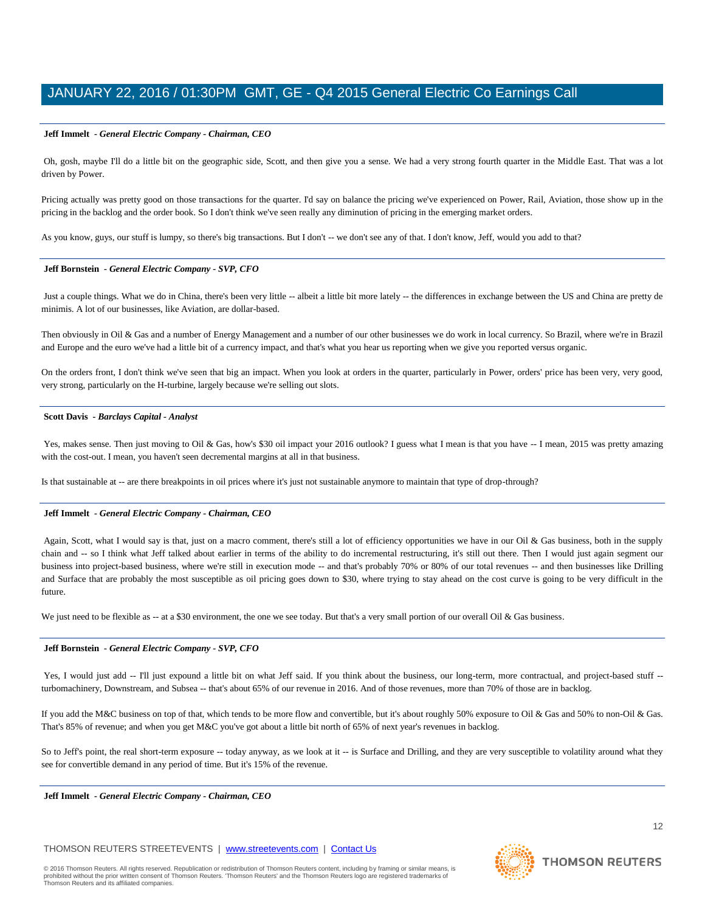**Jeff Immelt** *- General Electric Company - Chairman, CEO*

Oh, gosh, maybe I'll do a little bit on the geographic side, Scott, and then give you a sense. We had a very strong fourth quarter in the Middle East. That was a lot driven by Power.

Pricing actually was pretty good on those transactions for the quarter. I'd say on balance the pricing we've experienced on Power, Rail, Aviation, those show up in the pricing in the backlog and the order book. So I don't think we've seen really any diminution of pricing in the emerging market orders.

As you know, guys, our stuff is lumpy, so there's big transactions. But I don't -- we don't see any of that. I don't know, Jeff, would you add to that?

---

**Jeff Bornstein** *- General Electric Company - SVP, CFO*

Just a couple things. What we do in China, there's been very little -- albeit a little bit more lately -- the differences in exchange between the US and China are pretty de minimis. A lot of our businesses, like Aviation, are dollar-based.

Then obviously in Oil & Gas and a number of Energy Management and a number of our other businesses we do work in local currency. So Brazil, where we're in Brazil and Europe and the euro we've had a little bit of a currency impact, and that's what you hear us reporting when we give you reported versus organic.

On the orders front, I don't think we've seen that big an impact. When you look at orders in the quarter, particularly in Power, orders' price has been very, very good, very strong, particularly on the H-turbine, largely because we're selling out slots.

---

**Scott Davis** *- Barclays Capital - Analyst*

Yes, makes sense. Then just moving to Oil & Gas, how's $30 oil impact your 2016 outlook? I guess what I mean is that you have -- I mean, 2015 was pretty amazing with the cost-out. I mean, you haven't seen decremental margins at all in that business.

Is that sustainable at -- are there breakpoints in oil prices where it's just not sustainable anymore to maintain that type of drop-through?

---

**Jeff Immelt** *- General Electric Company - Chairman, CEO*

Again, Scott, what I would say is that, just on a macro comment, there's still a lot of efficiency opportunities we have in our Oil & Gas business, both in the supply chain and -- so I think what Jeff talked about earlier in terms of the ability to do incremental restructuring, it's still out there. Then I would just again segment our business into project-based business, where we're still in execution mode -- and that's probably 70% or 80% of our total revenues -- and then businesses like Drilling and Surface that are probably the most susceptible as oil pricing goes down to $30, where trying to stay ahead on the cost curve is going to be very difficult in the future.

We just need to be flexible as -- at a $30 environment, the one we see today. But that's a very small portion of our overall Oil & Gas business.

---

**Jeff Bornstein** *- General Electric Company - SVP, CFO*

Yes, I would just add -- I'll just expound a little bit on what Jeff said. If you think about the business, our long-term, more contractual, and project-based stuff -- turbomachinery, Downstream, and Subsea -- that's about 65% of our revenue in 2016. And of those revenues, more than 70% of those are in backlog.

If you add the M&C business on top of that, which tends to be more flow and convertible, but it's about roughly 50% exposure to Oil & Gas and 50% to non-Oil & Gas. That's 85% of revenue; and when you get M&C you've got about a little bit north of 65% of next year's revenues in backlog.

So to Jeff's point, the real short-term exposure -- today anyway, as we look at it -- is Surface and Drilling, and they are very susceptible to volatility around what they see for convertible demand in any period of time. But it's 15% of the revenue.

---

**Jeff Immelt** *- General Electric Company - Chairman, CEO*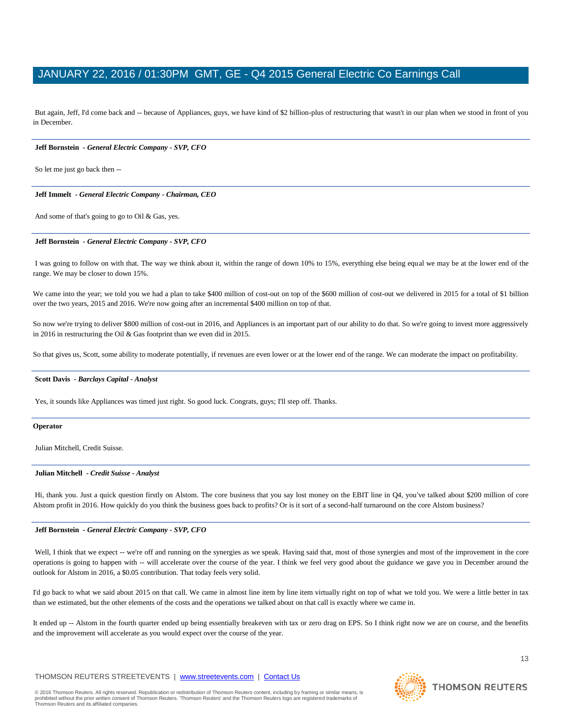But again, Jeff, I'd come back and -- because of Appliances, guys, we have kind of $2 billion-plus of restructuring that wasn't in our plan when we stood in front of you in December.

---

**Jeff Bornstein** *- General Electric Company - SVP, CFO*

So let me just go back then --

---

**Jeff Immelt** *- General Electric Company - Chairman, CEO*

And some of that's going to go to Oil & Gas, yes.

---

**Jeff Bornstein** *- General Electric Company - SVP, CFO*

I was going to follow on with that. The way we think about it, within the range of down 10% to 15%, everything else being equal we may be at the lower end of the range. We may be closer to down 15%.

We came into the year; we told you we had a plan to take $400 million of cost-out on top of the $600 million of cost-out we delivered in 2015 for a total of $1 billion over the two years, 2015 and 2016. We're now going after an incremental $400 million on top of that.

So now we're trying to deliver $800 million of cost-out in 2016, and Appliances is an important part of our ability to do that. So we're going to invest more aggressively in 2016 in restructuring the Oil & Gas footprint than we even did in 2015.

So that gives us, Scott, some ability to moderate potentially, if revenues are even lower or at the lower end of the range. We can moderate the impact on profitability.

---

**Scott Davis** *- Barclays Capital - Analyst*

Yes, it sounds like Appliances was timed just right. So good luck. Congrats, guys; I'll step off. Thanks.

---

**Operator**

Julian Mitchell, Credit Suisse.

---

**Julian Mitchell** *- Credit Suisse - Analyst*

Hi, thank you. Just a quick question firstly on Alstom. The core business that you say lost money on the EBIT line in Q4, you've talked about $200 million of core Alstom profit in 2016. How quickly do you think the business goes back to profits? Or is it sort of a second-half turnaround on the core Alstom business?

---

**Jeff Bornstein** *- General Electric Company - SVP, CFO*

Well, I think that we expect -- we're off and running on the synergies as we speak. Having said that, most of those synergies and most of the improvement in the core operations is going to happen with -- will accelerate over the course of the year. I think we feel very good about the guidance we gave you in December around the outlook for Alstom in 2016, a $0.05 contribution. That today feels very solid.

I'd go back to what we said about 2015 on that call. We came in almost line item by line item virtually right on top of what we told you. We were a little better in tax than we estimated, but the other elements of the costs and the operations we talked about on that call is exactly where we came in.

It ended up -- Alstom in the fourth quarter ended up being essentially breakeven with tax or zero drag on EPS. So I think right now we are on course, and the benefits and the improvement will accelerate as you would expect over the course of the year.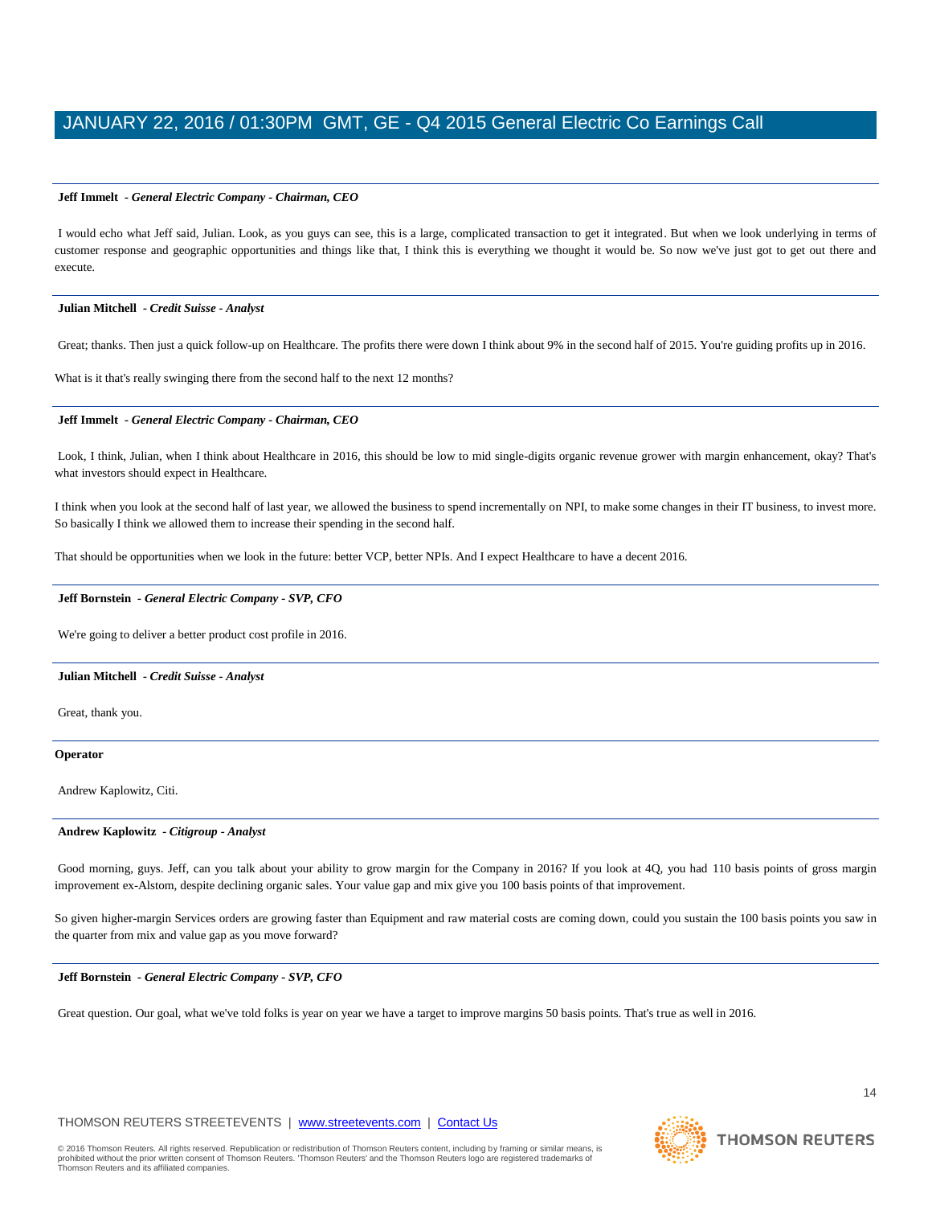**Jeff Immelt** - ***General Electric Company - Chairman, CEO***

I would echo what Jeff said, Julian. Look, as you guys can see, this is a large, complicated transaction to get it integrated. But when we look underlying in terms of customer response and geographic opportunities and things like that, I think this is everything we thought it would be. So now we've just got to get out there and execute.

**Julian Mitchell** - ***Credit Suisse - Analyst***

Great; thanks. Then just a quick follow-up on Healthcare. The profits there were down I think about 9% in the second half of 2015. You're guiding profits up in 2016.

What is it that's really swinging there from the second half to the next 12 months?

**Jeff Immelt** - ***General Electric Company - Chairman, CEO***

Look, I think, Julian, when I think about Healthcare in 2016, this should be low to mid single-digits organic revenue grower with margin enhancement, okay? That's what investors should expect in Healthcare.

I think when you look at the second half of last year, we allowed the business to spend incrementally on NPI, to make some changes in their IT business, to invest more. So basically I think we allowed them to increase their spending in the second half.

That should be opportunities when we look in the future: better VCP, better NPIs. And I expect Healthcare to have a decent 2016.

**Jeff Bornstein** - ***General Electric Company - SVP, CFO***

We're going to deliver a better product cost profile in 2016.

**Julian Mitchell** - ***Credit Suisse - Analyst***

Great, thank you.

**Operator**

Andrew Kaplowitz, Citi.

**Andrew Kaplowitz** - ***Citigroup - Analyst***

Good morning, guys. Jeff, can you talk about your ability to grow margin for the Company in 2016? If you look at 4Q, you had 110 basis points of gross margin improvement ex-Alstom, despite declining organic sales. Your value gap and mix give you 100 basis points of that improvement.

So given higher-margin Services orders are growing faster than Equipment and raw material costs are coming down, could you sustain the 100 basis points you saw in the quarter from mix and value gap as you move forward?

**Jeff Bornstein** - ***General Electric Company - SVP, CFO***

Great question. Our goal, what we've told folks is year on year we have a target to improve margins 50 basis points. That's true as well in 2016.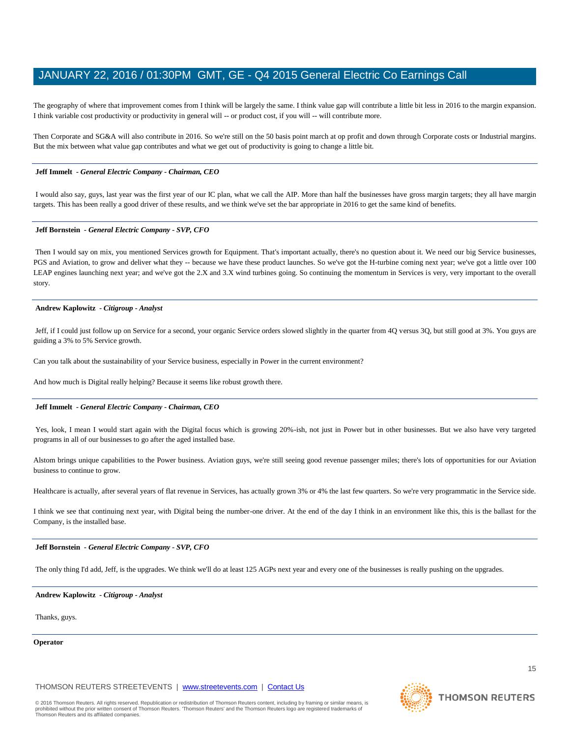The geography of where that improvement comes from I think will be largely the same. I think value gap will contribute a little bit less in 2016 to the margin expansion. I think variable cost productivity or productivity in general will -- or product cost, if you will -- will contribute more.

Then Corporate and SG&A will also contribute in 2016. So we're still on the 50 basis point march at op profit and down through Corporate costs or Industrial margins. But the mix between what value gap contributes and what we get out of productivity is going to change a little bit.

---

**Jeff Immelt** *- General Electric Company - Chairman, CEO*

I would also say, guys, last year was the first year of our IC plan, what we call the AIP. More than half the businesses have gross margin targets; they all have margin targets. This has been really a good driver of these results, and we think we've set the bar appropriate in 2016 to get the same kind of benefits.

---

**Jeff Bornstein** *- General Electric Company - SVP, CFO*

Then I would say on mix, you mentioned Services growth for Equipment. That's important actually, there's no question about it. We need our big Service businesses, PGS and Aviation, to grow and deliver what they -- because we have these product launches. So we've got the H-turbine coming next year; we've got a little over 100 LEAP engines launching next year; and we've got the 2.X and 3.X wind turbines going. So continuing the momentum in Services is very, very important to the overall story.

---

**Andrew Kaplowitz** *- Citigroup - Analyst*

Jeff, if I could just follow up on Service for a second, your organic Service orders slowed slightly in the quarter from 4Q versus 3Q, but still good at 3%. You guys are guiding a 3% to 5% Service growth.

Can you talk about the sustainability of your Service business, especially in Power in the current environment?

And how much is Digital really helping? Because it seems like robust growth there.

---

**Jeff Immelt** *- General Electric Company - Chairman, CEO*

Yes, look, I mean I would start again with the Digital focus which is growing 20%-ish, not just in Power but in other businesses. But we also have very targeted programs in all of our businesses to go after the aged installed base.

Alstom brings unique capabilities to the Power business. Aviation guys, we're still seeing good revenue passenger miles; there's lots of opportunities for our Aviation business to continue to grow.

Healthcare is actually, after several years of flat revenue in Services, has actually grown 3% or 4% the last few quarters. So we're very programmatic in the Service side.

I think we see that continuing next year, with Digital being the number-one driver. At the end of the day I think in an environment like this, this is the ballast for the Company, is the installed base.

---

**Jeff Bornstein** *- General Electric Company - SVP, CFO*

The only thing I'd add, Jeff, is the upgrades. We think we'll do at least 125 AGPs next year and every one of the businesses is really pushing on the upgrades.

---

**Andrew Kaplowitz** *- Citigroup - Analyst*

Thanks, guys.

---

**Operator**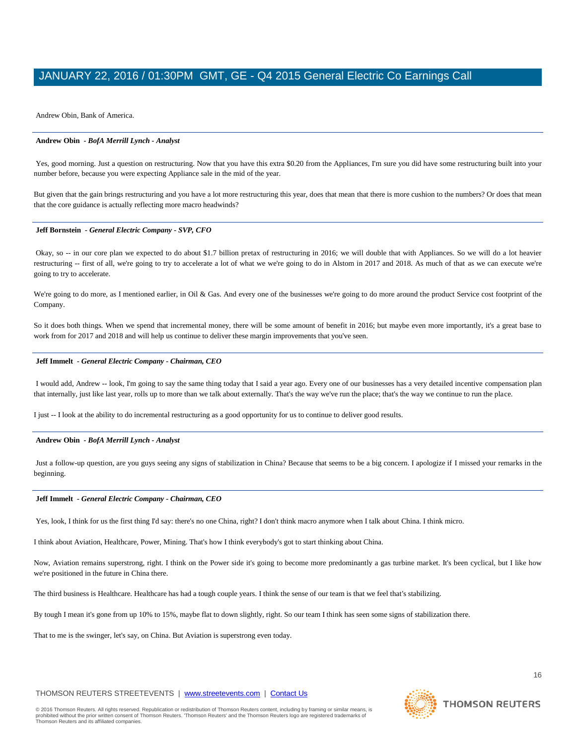Andrew Obin, Bank of America.

**Andrew Obin** *- BofA Merrill Lynch - Analyst*

Yes, good morning. Just a question on restructuring. Now that you have this extra $0.20 from the Appliances, I'm sure you did have some restructuring built into your number before, because you were expecting Appliance sale in the mid of the year.

But given that the gain brings restructuring and you have a lot more restructuring this year, does that mean that there is more cushion to the numbers? Or does that mean that the core guidance is actually reflecting more macro headwinds?

**Jeff Bornstein** *- General Electric Company - SVP, CFO*

Okay, so -- in our core plan we expected to do about $1.7 billion pretax of restructuring in 2016; we will double that with Appliances. So we will do a lot heavier restructuring -- first of all, we're going to try to accelerate a lot of what we we're going to do in Alstom in 2017 and 2018. As much of that as we can execute we're going to try to accelerate.

We're going to do more, as I mentioned earlier, in Oil & Gas. And every one of the businesses we're going to do more around the product Service cost footprint of the Company.

So it does both things. When we spend that incremental money, there will be some amount of benefit in 2016; but maybe even more importantly, it's a great base to work from for 2017 and 2018 and will help us continue to deliver these margin improvements that you've seen.

**Jeff Immelt** *- General Electric Company - Chairman, CEO*

I would add, Andrew -- look, I'm going to say the same thing today that I said a year ago. Every one of our businesses has a very detailed incentive compensation plan that internally, just like last year, rolls up to more than we talk about externally. That's the way we've run the place; that's the way we continue to run the place.

I just -- I look at the ability to do incremental restructuring as a good opportunity for us to continue to deliver good results.

**Andrew Obin** *- BofA Merrill Lynch - Analyst*

Just a follow-up question, are you guys seeing any signs of stabilization in China? Because that seems to be a big concern. I apologize if I missed your remarks in the beginning.

**Jeff Immelt** *- General Electric Company - Chairman, CEO*

Yes, look, I think for us the first thing I'd say: there's no one China, right? I don't think macro anymore when I talk about China. I think micro.

I think about Aviation, Healthcare, Power, Mining. That's how I think everybody's got to start thinking about China.

Now, Aviation remains superstrong, right. I think on the Power side it's going to become more predominantly a gas turbine market. It's been cyclical, but I like how we're positioned in the future in China there.

The third business is Healthcare. Healthcare has had a tough couple years. I think the sense of our team is that we feel that's stabilizing.

By tough I mean it's gone from up 10% to 15%, maybe flat to down slightly, right. So our team I think has seen some signs of stabilization there.

That to me is the swinger, let's say, on China. But Aviation is superstrong even today.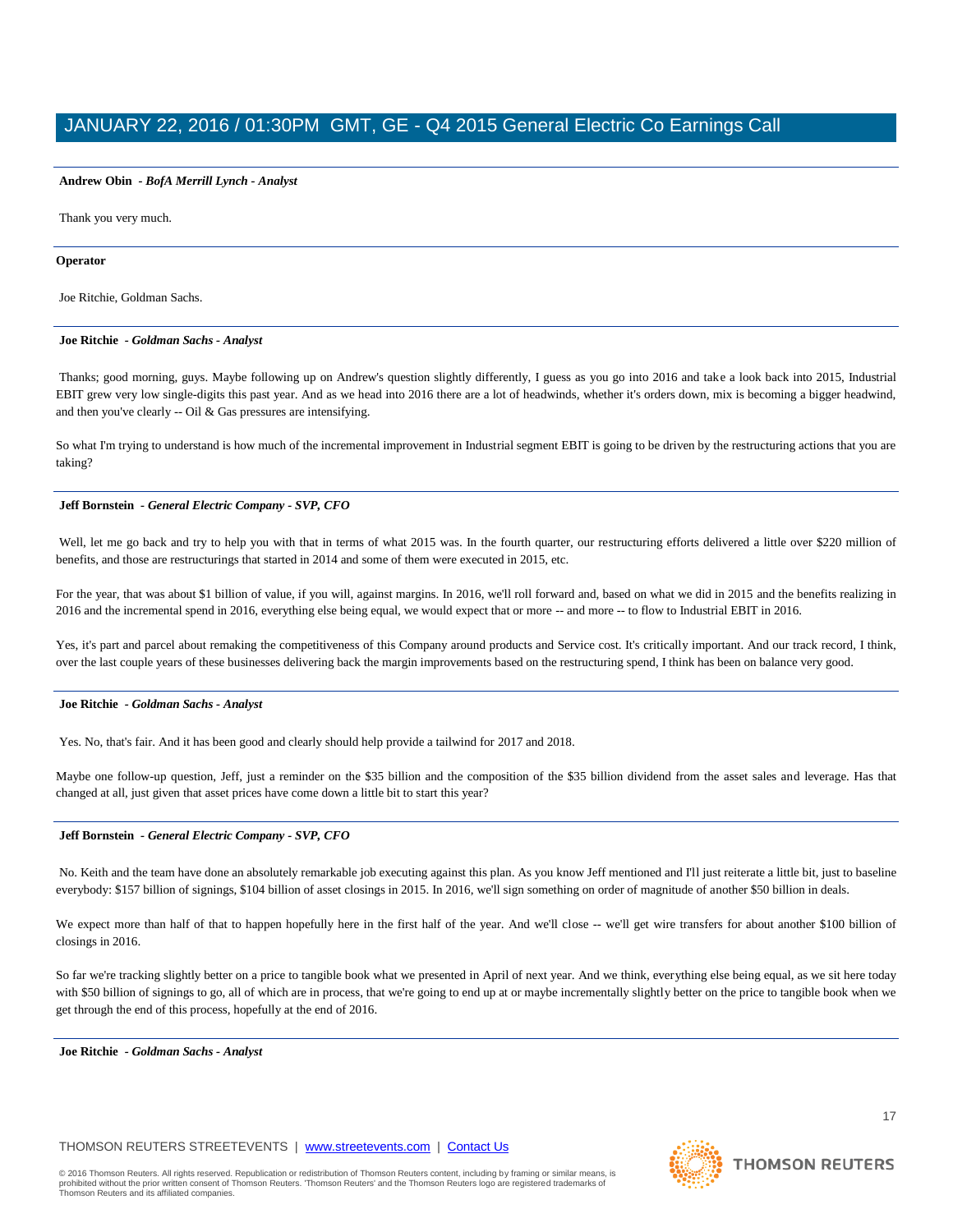**Andrew Obin** *- BofA Merrill Lynch - Analyst*

Thank you very much.

---

**Operator**

Joe Ritchie, Goldman Sachs.

---

**Joe Ritchie** *- Goldman Sachs - Analyst*

Thanks; good morning, guys. Maybe following up on Andrew's question slightly differently, I guess as you go into 2016 and take a look back into 2015, Industrial EBIT grew very low single-digits this past year. And as we head into 2016 there are a lot of headwinds, whether it's orders down, mix is becoming a bigger headwind, and then you've clearly -- Oil & Gas pressures are intensifying.

So what I'm trying to understand is how much of the incremental improvement in Industrial segment EBIT is going to be driven by the restructuring actions that you are taking?

---

**Jeff Bornstein** *- General Electric Company - SVP, CFO*

Well, let me go back and try to help you with that in terms of what 2015 was. In the fourth quarter, our restructuring efforts delivered a little over $220 million of benefits, and those are restructurings that started in 2014 and some of them were executed in 2015, etc.

For the year, that was about $1 billion of value, if you will, against margins. In 2016, we'll roll forward and, based on what we did in 2015 and the benefits realizing in 2016 and the incremental spend in 2016, everything else being equal, we would expect that or more -- and more -- to flow to Industrial EBIT in 2016.

Yes, it's part and parcel about remaking the competitiveness of this Company around products and Service cost. It's critically important. And our track record, I think, over the last couple years of these businesses delivering back the margin improvements based on the restructuring spend, I think has been on balance very good.

---

**Joe Ritchie** *- Goldman Sachs - Analyst*

Yes. No, that's fair. And it has been good and clearly should help provide a tailwind for 2017 and 2018.

Maybe one follow-up question, Jeff, just a reminder on the $35 billion and the composition of the $35 billion dividend from the asset sales and leverage. Has that changed at all, just given that asset prices have come down a little bit to start this year?

---

**Jeff Bornstein** *- General Electric Company - SVP, CFO*

No. Keith and the team have done an absolutely remarkable job executing against this plan. As you know Jeff mentioned and I'll just reiterate a little bit, just to baseline everybody: $157 billion of signings, $104 billion of asset closings in 2015. In 2016, we'll sign something on order of magnitude of another $50 billion in deals.

We expect more than half of that to happen hopefully here in the first half of the year. And we'll close -- we'll get wire transfers for about another $100 billion of closings in 2016.

So far we're tracking slightly better on a price to tangible book what we presented in April of next year. And we think, everything else being equal, as we sit here today with $50 billion of signings to go, all of which are in process, that we're going to end up at or maybe incrementally slightly better on the price to tangible book when we get through the end of this process, hopefully at the end of 2016.

---

**Joe Ritchie** *- Goldman Sachs - Analyst*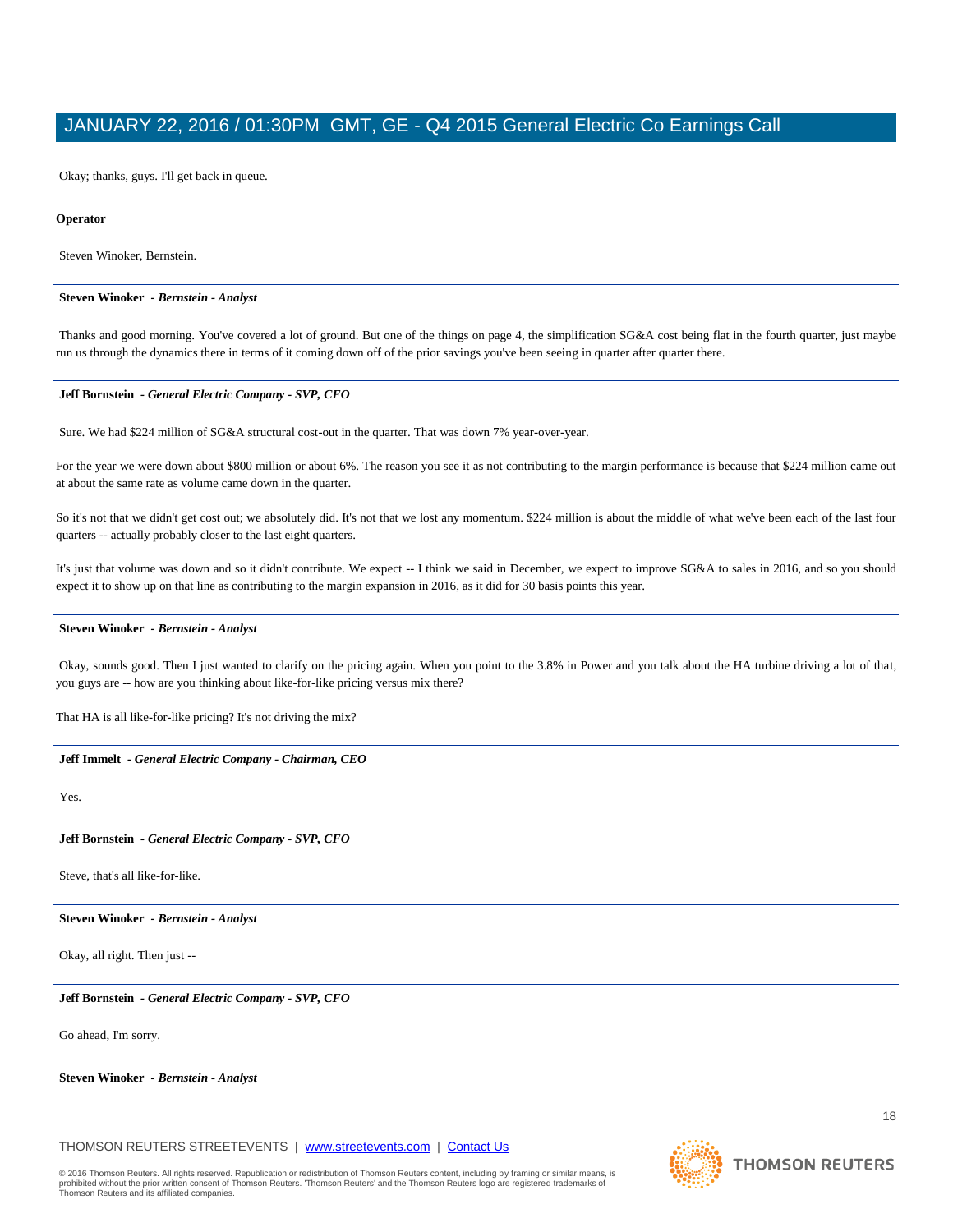Okay; thanks, guys. I'll get back in queue.

---

**Operator**

Steven Winoker, Bernstein.

---

**Steven Winoker** - ***Bernstein - Analyst***

Thanks and good morning. You've covered a lot of ground. But one of the things on page 4, the simplification SG&A cost being flat in the fourth quarter, just maybe run us through the dynamics there in terms of it coming down off of the prior savings you've been seeing in quarter after quarter there.

---

**Jeff Bornstein** - ***General Electric Company - SVP, CFO***

Sure. We had $224 million of SG&A structural cost-out in the quarter. That was down 7% year-over-year.

For the year we were down about $800 million or about 6%. The reason you see it as not contributing to the margin performance is because that $224 million came out at about the same rate as volume came down in the quarter.

So it's not that we didn't get cost out; we absolutely did. It's not that we lost any momentum. $224 million is about the middle of what we've been each of the last four quarters -- actually probably closer to the last eight quarters.

It's just that volume was down and so it didn't contribute. We expect -- I think we said in December, we expect to improve SG&A to sales in 2016, and so you should expect it to show up on that line as contributing to the margin expansion in 2016, as it did for 30 basis points this year.

---

**Steven Winoker** - ***Bernstein - Analyst***

Okay, sounds good. Then I just wanted to clarify on the pricing again. When you point to the 3.8% in Power and you talk about the HA turbine driving a lot of that, you guys are -- how are you thinking about like-for-like pricing versus mix there?

That HA is all like-for-like pricing? It's not driving the mix?

---

**Jeff Immelt** - ***General Electric Company - Chairman, CEO***

Yes.

---

**Jeff Bornstein** - ***General Electric Company - SVP, CFO***

Steve, that's all like-for-like.

---

**Steven Winoker** - ***Bernstein - Analyst***

Okay, all right. Then just --

---

**Jeff Bornstein** - ***General Electric Company - SVP, CFO***

Go ahead, I'm sorry.

---

**Steven Winoker** - ***Bernstein - Analyst***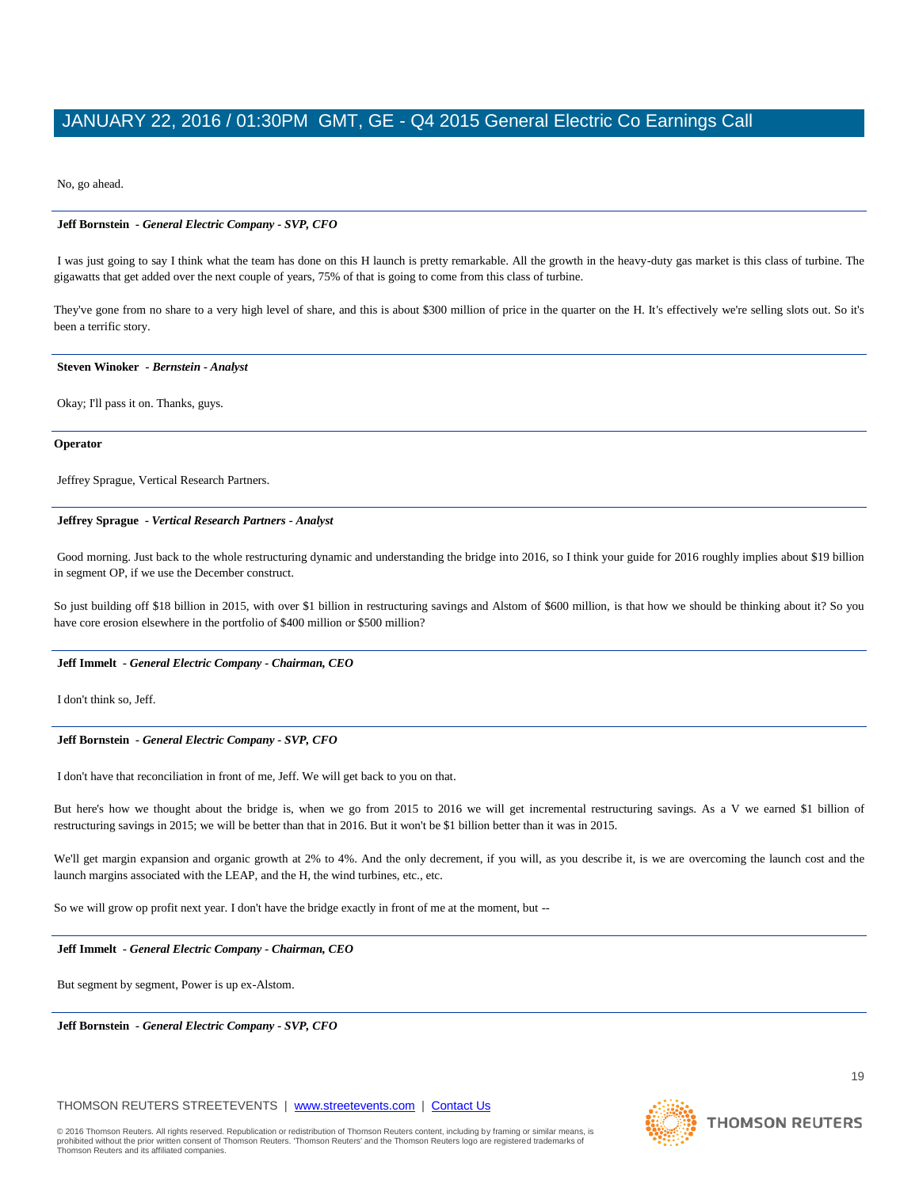No, go ahead.

---

**Jeff Bornstein** *- General Electric Company - SVP, CFO*

I was just going to say I think what the team has done on this H launch is pretty remarkable. All the growth in the heavy-duty gas market is this class of turbine. The gigawatts that get added over the next couple of years, 75% of that is going to come from this class of turbine.

They've gone from no share to a very high level of share, and this is about $300 million of price in the quarter on the H. It's effectively we're selling slots out. So it's been a terrific story.

---

**Steven Winoker** *- Bernstein - Analyst*

Okay; I'll pass it on. Thanks, guys.

---

**Operator**

Jeffrey Sprague, Vertical Research Partners.

---

**Jeffrey Sprague** *- Vertical Research Partners - Analyst*

Good morning. Just back to the whole restructuring dynamic and understanding the bridge into 2016, so I think your guide for 2016 roughly implies about $19 billion in segment OP, if we use the December construct.

So just building off $18 billion in 2015, with over $1 billion in restructuring savings and Alstom of $600 million, is that how we should be thinking about it? So you have core erosion elsewhere in the portfolio of $400 million or $500 million?

---

**Jeff Immelt** *- General Electric Company - Chairman, CEO*

I don't think so, Jeff.

---

**Jeff Bornstein** *- General Electric Company - SVP, CFO*

I don't have that reconciliation in front of me, Jeff. We will get back to you on that.

But here's how we thought about the bridge is, when we go from 2015 to 2016 we will get incremental restructuring savings. As a V we earned $1 billion of restructuring savings in 2015; we will be better than that in 2016. But it won't be $1 billion better than it was in 2015.

We'll get margin expansion and organic growth at 2% to 4%. And the only decrement, if you will, as you describe it, is we are overcoming the launch cost and the launch margins associated with the LEAP, and the H, the wind turbines, etc., etc.

So we will grow op profit next year. I don't have the bridge exactly in front of me at the moment, but --

---

**Jeff Immelt** *- General Electric Company - Chairman, CEO*

But segment by segment, Power is up ex-Alstom.

---

**Jeff Bornstein** *- General Electric Company - SVP, CFO*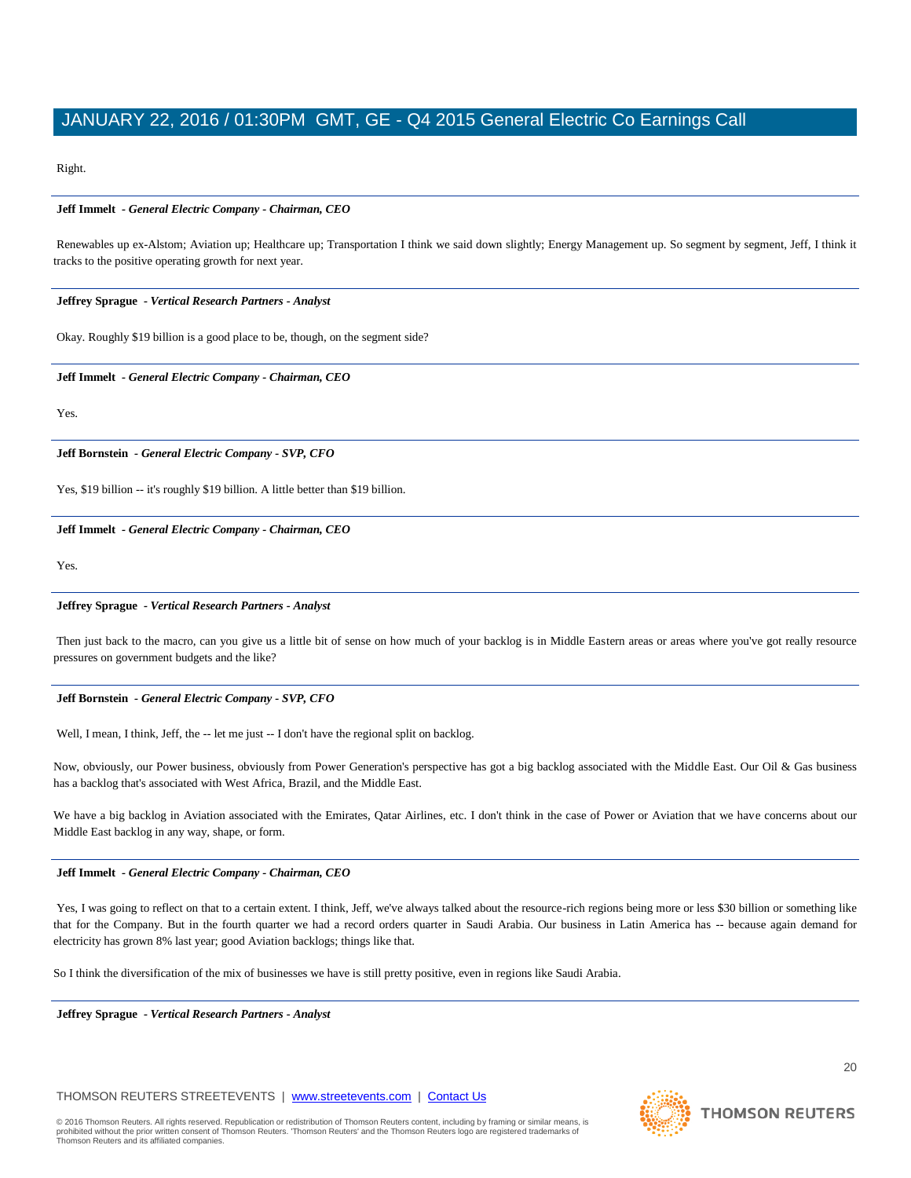Right.

---

**Jeff Immelt** *- General Electric Company - Chairman, CEO*

Renewables up ex-Alstom; Aviation up; Healthcare up; Transportation I think we said down slightly; Energy Management up. So segment by segment, Jeff, I think it tracks to the positive operating growth for next year.

---

**Jeffrey Sprague** *- Vertical Research Partners - Analyst*

Okay. Roughly $19 billion is a good place to be, though, on the segment side?

---

**Jeff Immelt** *- General Electric Company - Chairman, CEO*

Yes.

---

**Jeff Bornstein** *- General Electric Company - SVP, CFO*

Yes, $19 billion -- it's roughly $19 billion. A little better than $19 billion.

---

**Jeff Immelt** *- General Electric Company - Chairman, CEO*

Yes.

---

**Jeffrey Sprague** *- Vertical Research Partners - Analyst*

Then just back to the macro, can you give us a little bit of sense on how much of your backlog is in Middle Eastern areas or areas where you've got really resource pressures on government budgets and the like?

---

**Jeff Bornstein** *- General Electric Company - SVP, CFO*

Well, I mean, I think, Jeff, the -- let me just -- I don't have the regional split on backlog.

Now, obviously, our Power business, obviously from Power Generation's perspective has got a big backlog associated with the Middle East. Our Oil & Gas business has a backlog that's associated with West Africa, Brazil, and the Middle East.

We have a big backlog in Aviation associated with the Emirates, Qatar Airlines, etc. I don't think in the case of Power or Aviation that we have concerns about our Middle East backlog in any way, shape, or form.

---

**Jeff Immelt** *- General Electric Company - Chairman, CEO*

Yes, I was going to reflect on that to a certain extent. I think, Jeff, we've always talked about the resource-rich regions being more or less $30 billion or something like that for the Company. But in the fourth quarter we had a record orders quarter in Saudi Arabia. Our business in Latin America has -- because again demand for electricity has grown 8% last year; good Aviation backlogs; things like that.

So I think the diversification of the mix of businesses we have is still pretty positive, even in regions like Saudi Arabia.

---

**Jeffrey Sprague** *- Vertical Research Partners - Analyst*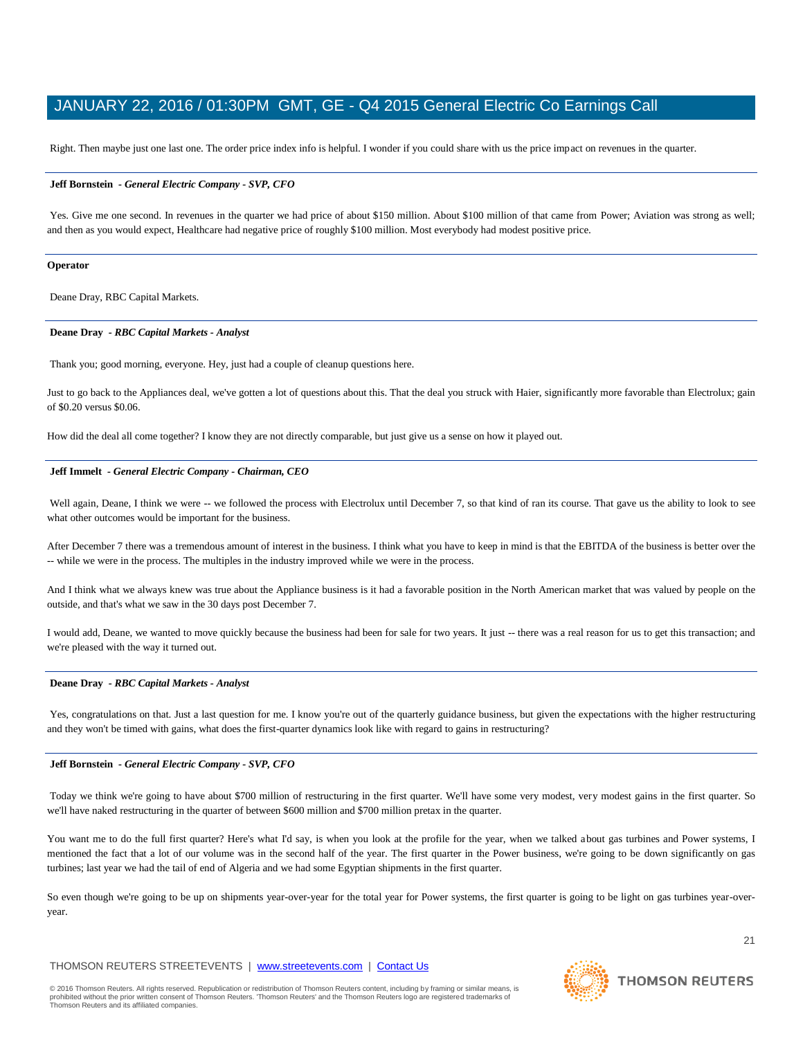Right. Then maybe just one last one. The order price index info is helpful. I wonder if you could share with us the price impact on revenues in the quarter.

---

**Jeff Bornstein** *- General Electric Company - SVP, CFO*

Yes. Give me one second. In revenues in the quarter we had price of about $150 million. About $100 million of that came from Power; Aviation was strong as well; and then as you would expect, Healthcare had negative price of roughly $100 million. Most everybody had modest positive price.

---

**Operator**

Deane Dray, RBC Capital Markets.

---

**Deane Dray** *- RBC Capital Markets - Analyst*

Thank you; good morning, everyone. Hey, just had a couple of cleanup questions here.

Just to go back to the Appliances deal, we've gotten a lot of questions about this. That the deal you struck with Haier, significantly more favorable than Electrolux; gain of $0.20 versus $0.06.

How did the deal all come together? I know they are not directly comparable, but just give us a sense on how it played out.

---

**Jeff Immelt** *- General Electric Company - Chairman, CEO*

Well again, Deane, I think we were -- we followed the process with Electrolux until December 7, so that kind of ran its course. That gave us the ability to look to see what other outcomes would be important for the business.

After December 7 there was a tremendous amount of interest in the business. I think what you have to keep in mind is that the EBITDA of the business is better over the -- while we were in the process. The multiples in the industry improved while we were in the process.

And I think what we always knew was true about the Appliance business is it had a favorable position in the North American market that was valued by people on the outside, and that's what we saw in the 30 days post December 7.

I would add, Deane, we wanted to move quickly because the business had been for sale for two years. It just -- there was a real reason for us to get this transaction; and we're pleased with the way it turned out.

---

**Deane Dray** *- RBC Capital Markets - Analyst*

Yes, congratulations on that. Just a last question for me. I know you're out of the quarterly guidance business, but given the expectations with the higher restructuring and they won't be timed with gains, what does the first-quarter dynamics look like with regard to gains in restructuring?

---

**Jeff Bornstein** *- General Electric Company - SVP, CFO*

Today we think we're going to have about $700 million of restructuring in the first quarter. We'll have some very modest, very modest gains in the first quarter. So we'll have naked restructuring in the quarter of between $600 million and $700 million pretax in the quarter.

You want me to do the full first quarter? Here's what I'd say, is when you look at the profile for the year, when we talked about gas turbines and Power systems, I mentioned the fact that a lot of our volume was in the second half of the year. The first quarter in the Power business, we're going to be down significantly on gas turbines; last year we had the tail of end of Algeria and we had some Egyptian shipments in the first quarter.

So even though we're going to be up on shipments year-over-year for the total year for Power systems, the first quarter is going to be light on gas turbines year-over-year.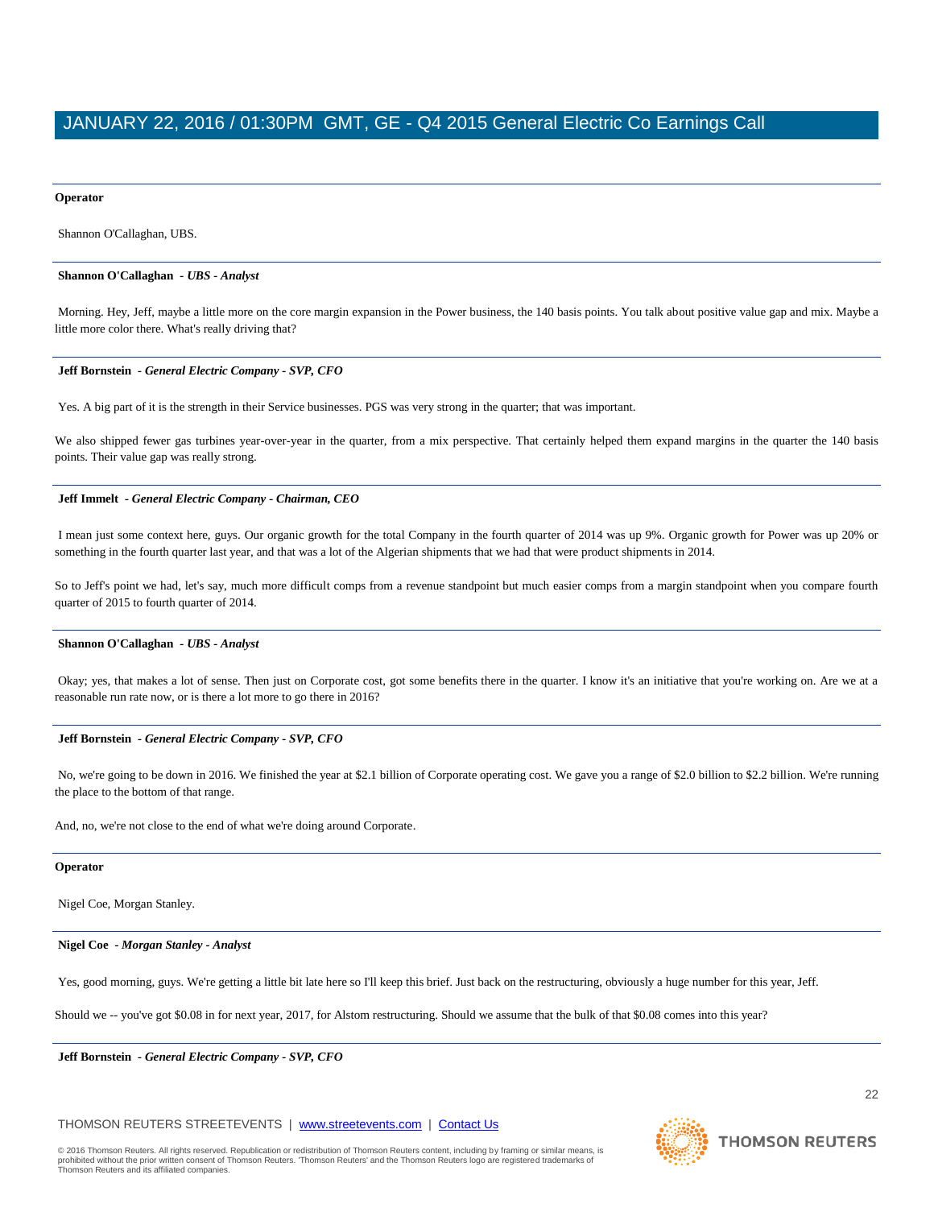**Operator**

Shannon O'Callaghan, UBS.

---

**Shannon O'Callaghan** *- UBS - Analyst*

Morning. Hey, Jeff, maybe a little more on the core margin expansion in the Power business, the 140 basis points. You talk about positive value gap and mix. Maybe a little more color there. What's really driving that?

---

**Jeff Bornstein** *- General Electric Company - SVP, CFO*

Yes. A big part of it is the strength in their Service businesses. PGS was very strong in the quarter; that was important.

We also shipped fewer gas turbines year-over-year in the quarter, from a mix perspective. That certainly helped them expand margins in the quarter the 140 basis points. Their value gap was really strong.

---

**Jeff Immelt** *- General Electric Company - Chairman, CEO*

I mean just some context here, guys. Our organic growth for the total Company in the fourth quarter of 2014 was up 9%. Organic growth for Power was up 20% or something in the fourth quarter last year, and that was a lot of the Algerian shipments that we had that were product shipments in 2014.

So to Jeff's point we had, let's say, much more difficult comps from a revenue standpoint but much easier comps from a margin standpoint when you compare fourth quarter of 2015 to fourth quarter of 2014.

---

**Shannon O'Callaghan** *- UBS - Analyst*

Okay; yes, that makes a lot of sense. Then just on Corporate cost, got some benefits there in the quarter. I know it's an initiative that you're working on. Are we at a reasonable run rate now, or is there a lot more to go there in 2016?

---

**Jeff Bornstein** *- General Electric Company - SVP, CFO*

No, we're going to be down in 2016. We finished the year at $2.1 billion of Corporate operating cost. We gave you a range of $2.0 billion to $2.2 billion. We're running the place to the bottom of that range.

And, no, we're not close to the end of what we're doing around Corporate.

---

**Operator**

Nigel Coe, Morgan Stanley.

---

**Nigel Coe** *- Morgan Stanley - Analyst*

Yes, good morning, guys. We're getting a little bit late here so I'll keep this brief. Just back on the restructuring, obviously a huge number for this year, Jeff.

Should we -- you've got $0.08 in for next year, 2017, for Alstom restructuring. Should we assume that the bulk of that $0.08 comes into this year?

---

**Jeff Bornstein** *- General Electric Company - SVP, CFO*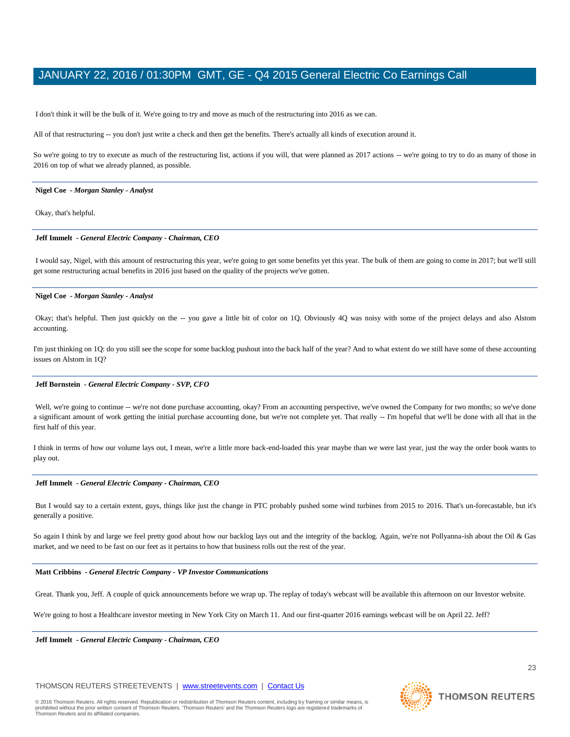I don't think it will be the bulk of it. We're going to try and move as much of the restructuring into 2016 as we can.

All of that restructuring -- you don't just write a check and then get the benefits. There's actually all kinds of execution around it.

So we're going to try to execute as much of the restructuring list, actions if you will, that were planned as 2017 actions -- we're going to try to do as many of those in 2016 on top of what we already planned, as possible.

---

**Nigel Coe** *- Morgan Stanley - Analyst*

Okay, that's helpful.

---

**Jeff Immelt** *- General Electric Company - Chairman, CEO*

I would say, Nigel, with this amount of restructuring this year, we're going to get some benefits yet this year. The bulk of them are going to come in 2017; but we'll still get some restructuring actual benefits in 2016 just based on the quality of the projects we've gotten.

---

**Nigel Coe** *- Morgan Stanley - Analyst*

Okay; that's helpful. Then just quickly on the -- you gave a little bit of color on 1Q. Obviously 4Q was noisy with some of the project delays and also Alstom accounting.

I'm just thinking on 1Q: do you still see the scope for some backlog pushout into the back half of the year? And to what extent do we still have some of these accounting issues on Alstom in 1Q?

---

**Jeff Bornstein** *- General Electric Company - SVP, CFO*

Well, we're going to continue -- we're not done purchase accounting, okay? From an accounting perspective, we've owned the Company for two months; so we've done a significant amount of work getting the initial purchase accounting done, but we're not complete yet. That really -- I'm hopeful that we'll be done with all that in the first half of this year.

I think in terms of how our volume lays out, I mean, we're a little more back-end-loaded this year maybe than we were last year, just the way the order book wants to play out.

---

**Jeff Immelt** *- General Electric Company - Chairman, CEO*

But I would say to a certain extent, guys, things like just the change in PTC probably pushed some wind turbines from 2015 to 2016. That's un-forecastable, but it's generally a positive.

So again I think by and large we feel pretty good about how our backlog lays out and the integrity of the backlog. Again, we're not Pollyanna-ish about the Oil & Gas market, and we need to be fast on our feet as it pertains to how that business rolls out the rest of the year.

---

**Matt Cribbins** *- General Electric Company - VP Investor Communications*

Great. Thank you, Jeff. A couple of quick announcements before we wrap up. The replay of today's webcast will be available this afternoon on our Investor website.

We're going to host a Healthcare investor meeting in New York City on March 11. And our first-quarter 2016 earnings webcast will be on April 22. Jeff?

---

**Jeff Immelt** *- General Electric Company - Chairman, CEO*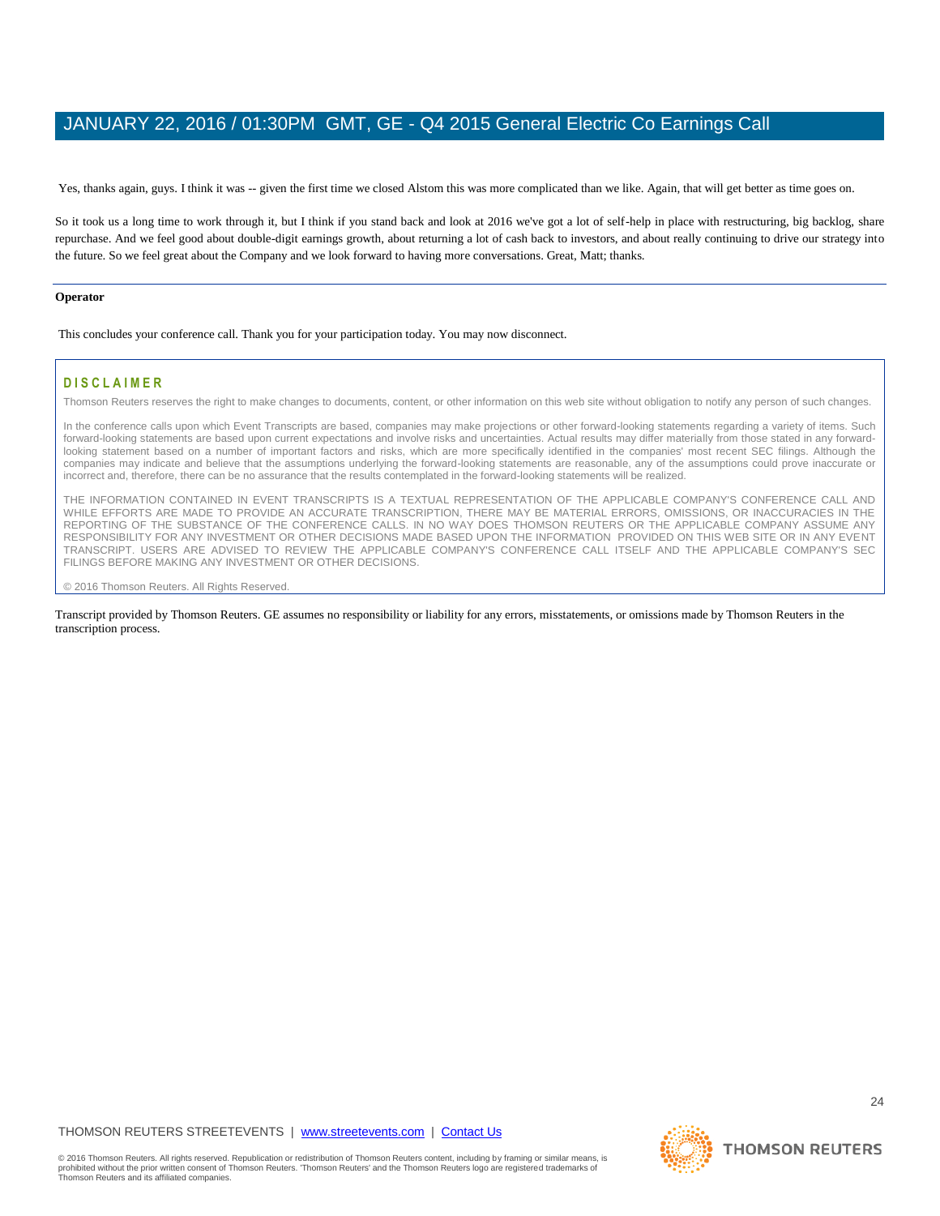Yes, thanks again, guys. I think it was -- given the first time we closed Alstom this was more complicated than we like. Again, that will get better as time goes on.

So it took us a long time to work through it, but I think if you stand back and look at 2016 we've got a lot of self-help in place with restructuring, big backlog, share repurchase. And we feel good about double-digit earnings growth, about returning a lot of cash back to investors, and about really continuing to drive our strategy into the future. So we feel great about the Company and we look forward to having more conversations. Great, Matt; thanks.

---

**Operator**

This concludes your conference call. Thank you for your participation today. You may now disconnect.

---

**DISCLAIMER**

Thomson Reuters reserves the right to make changes to documents, content, or other information on this web site without obligation to notify any person of such changes.

In the conference calls upon which Event Transcripts are based, companies may make projections or other forward-looking statements regarding a variety of items. Such forward-looking statements are based upon current expectations and involve risks and uncertainties. Actual results may differ materially from those stated in any forward-looking statement based on a number of important factors and risks, which are more specifically identified in the companies' most recent SEC filings. Although the companies may indicate and believe that the assumptions underlying the forward-looking statements are reasonable, any of the assumptions could prove inaccurate or incorrect and, therefore, there can be no assurance that the results contemplated in the forward-looking statements will be realized.

THE INFORMATION CONTAINED IN EVENT TRANSCRIPTS IS A TEXTUAL REPRESENTATION OF THE APPLICABLE COMPANY'S CONFERENCE CALL AND WHILE EFFORTS ARE MADE TO PROVIDE AN ACCURATE TRANSCRIPTION, THERE MAY BE MATERIAL ERRORS, OMISSIONS, OR INACCURACIES IN THE REPORTING OF THE SUBSTANCE OF THE CONFERENCE CALLS. IN NO WAY DOES THOMSON REUTERS OR THE APPLICABLE COMPANY ASSUME ANY RESPONSIBILITY FOR ANY INVESTMENT OR OTHER DECISIONS MADE BASED UPON THE INFORMATION PROVIDED ON THIS WEB SITE OR IN ANY EVENT TRANSCRIPT. USERS ARE ADVISED TO REVIEW THE APPLICABLE COMPANY'S CONFERENCE CALL ITSELF AND THE APPLICABLE COMPANY'S SEC FILINGS BEFORE MAKING ANY INVESTMENT OR OTHER DECISIONS.

© 2016 Thomson Reuters. All Rights Reserved.

Transcript provided by Thomson Reuters. GE assumes no responsibility or liability for any errors, misstatements, or omissions made by Thomson Reuters in the transcription process.